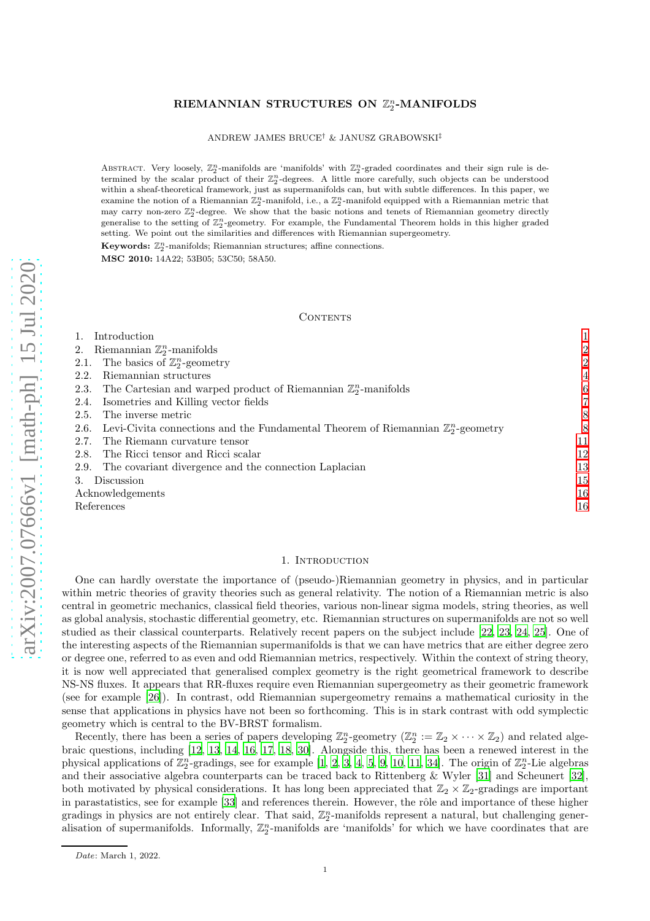# RIEMANNIAN STRUCTURES ON $\mathbb{Z}_2^n$-MANIFOLDS

ANDREW JAMES BRUCE† & JANUSZ GRABOWSKI‡

Abstract. Very loosely, $\mathbb{Z}_2^n$-manifolds are 'manifolds' with $\mathbb{Z}_2^n$-graded coordinates and their sign rule is determined by the scalar product of their $\mathbb{Z}_2^n$-degrees. A little more carefully, such objects can be understood within a sheaf-theoretical framework, just as supermanifolds can, but with subtle differences. In this paper, we examine the notion of a Riemannian $\mathbb{Z}_2^n$-manifold, i.e., a $\mathbb{Z}_2^n$-manifold equipped with a Riemannian metric that may carry non-zero $\mathbb{Z}_2^n$-degree. We show that the basic notions and tenets of Riemannian geometry directly generalise to the setting of $\mathbb{Z}_2^n$-geometry. For example, the Fundamental Theorem holds in this higher graded setting. We point out the similarities and differences with Riemannian supergeometry.

**Keywords:** $\mathbb{Z}_2^n$-manifolds; Riemannian structures; affine connections.

**MSC 2010:** 14A22; 53B05; 53C50; 58A50.

## Contents

1. Introduction — 1
2. Riemannian $\mathbb{Z}_2^n$-manifolds — 2
2.1. The basics of $\mathbb{Z}_2^n$-geometry — 2
2.2. Riemannian structures — 4
2.3. The Cartesian and warped product of Riemannian $\mathbb{Z}_2^n$-manifolds — 6
2.4. Isometries and Killing vector fields — 7
2.5. The inverse metric — 8
2.6. Levi-Civita connections and the Fundamental Theorem of Riemannian $\mathbb{Z}_2^n$-geometry — 8
2.7. The Riemann curvature tensor — 11
2.8. The Ricci tensor and Ricci scalar — 12
2.9. The covariant divergence and the connection Laplacian — 13
3. Discussion — 15
Acknowledgements — 16
References — 16

## 1. Introduction

One can hardly overstate the importance of (pseudo-)Riemannian geometry in physics, and in particular within metric theories of gravity theories such as general relativity. The notion of a Riemannian metric is also central in geometric mechanics, classical field theories, various non-linear sigma models, string theories, as well as global analysis, stochastic differential geometry, etc. Riemannian structures on supermanifolds are not so well studied as their classical counterparts. Relatively recent papers on the subject include [22, 23, 24, 25]. One of the interesting aspects of the Riemannian supermanifolds is that we can have metrics that are either degree zero or degree one, referred to as even and odd Riemannian metrics, respectively. Within the context of string theory, it is now well appreciated that generalised complex geometry is the right geometrical framework to describe NS-NS fluxes. It appears that RR-fluxes require even Riemannian supergeometry as their geometric framework (see for example [26]). In contrast, odd Riemannian supergeometry remains a mathematical curiosity in the sense that applications in physics have not been so forthcoming. This is in stark contrast with odd symplectic geometry which is central to the BV-BRST formalism.

Recently, there has been a series of papers developing $\mathbb{Z}_2^n$-geometry ($\mathbb{Z}_2^n := \mathbb{Z}_2 \times \cdots \times \mathbb{Z}_2$) and related algebraic questions, including [12, 13, 14, 16, 17, 18, 30]. Alongside this, there has been a renewed interest in the physical applications of $\mathbb{Z}_2^n$-gradings, see for example [1, 2, 3, 4, 5, 9, 10, 11, 34]. The origin of $\mathbb{Z}_2^n$-Lie algebras and their associative algebra counterparts can be traced back to Rittenberg & Wyler [31] and Scheunert [32], both motivated by physical considerations. It has long been appreciated that $\mathbb{Z}_2 \times \mathbb{Z}_2$-gradings are important in parastatistics, see for example [33] and references therein. However, the rôle and importance of these higher gradings in physics are not entirely clear. That said, $\mathbb{Z}_2^n$-manifolds represent a natural, but challenging generalisation of supermanifolds. Informally, $\mathbb{Z}_2^n$-manifolds are 'manifolds' for which we have coordinates that are

*Date*: March 1, 2022.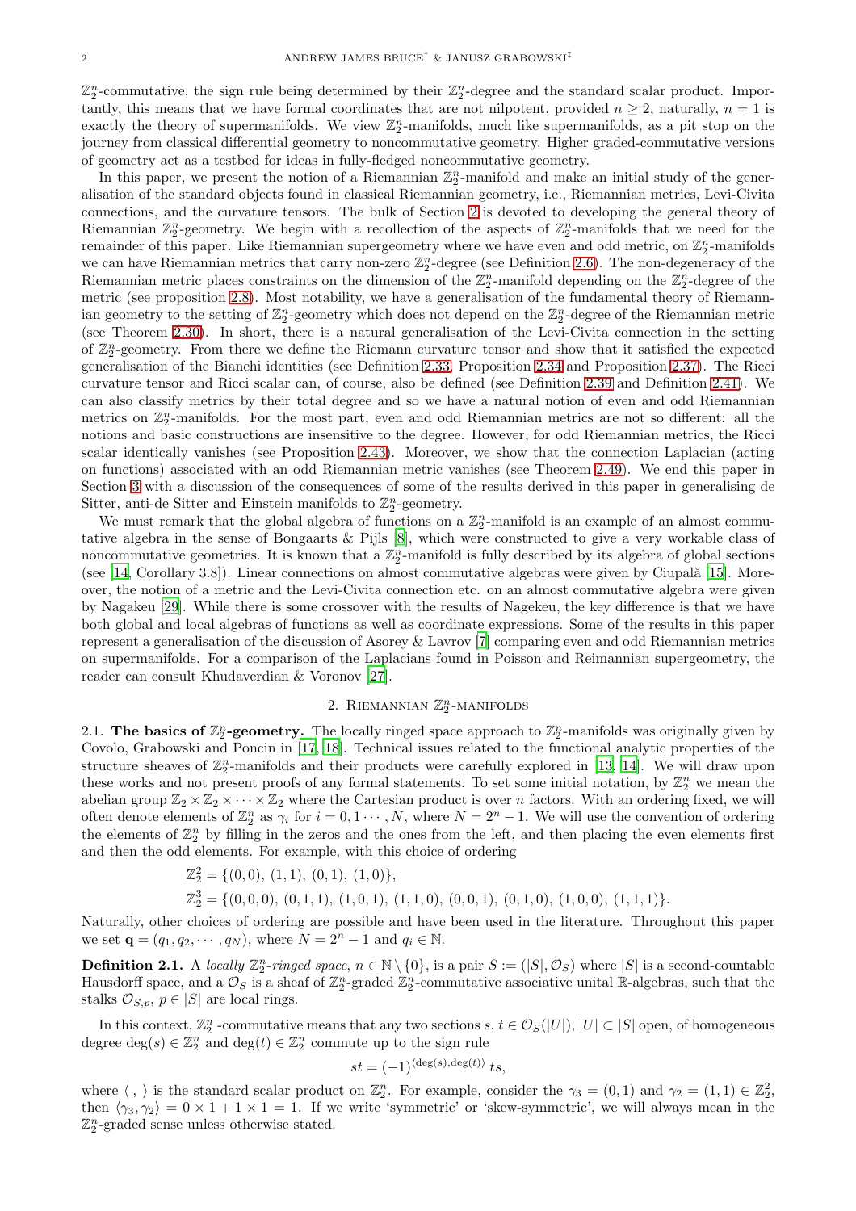$\mathbb{Z}_2^n$-commutative, the sign rule being determined by their $\mathbb{Z}_2^n$-degree and the standard scalar product. Importantly, this means that we have formal coordinates that are not nilpotent, provided $n \geq 2$, naturally, $n = 1$ is exactly the theory of supermanifolds. We view $\mathbb{Z}_2^n$-manifolds, much like supermanifolds, as a pit stop on the journey from classical differential geometry to noncommutative geometry. Higher graded-commutative versions of geometry act as a testbed for ideas in fully-fledged noncommutative geometry.

In this paper, we present the notion of a Riemannian $\mathbb{Z}_2^n$-manifold and make an initial study of the generalisation of the standard objects found in classical Riemannian geometry, i.e., Riemannian metrics, Levi-Civita connections, and the curvature tensors. The bulk of Section 2 is devoted to developing the general theory of Riemannian $\mathbb{Z}_2^n$-geometry. We begin with a recollection of the aspects of $\mathbb{Z}_2^n$-manifolds that we need for the remainder of this paper. Like Riemannian supergeometry where we have even and odd metric, on $\mathbb{Z}_2^n$-manifolds we can have Riemannian metrics that carry non-zero $\mathbb{Z}_2^n$-degree (see Definition 2.6). The non-degeneracy of the Riemannian metric places constraints on the dimension of the $\mathbb{Z}_2^n$-manifold depending on the $\mathbb{Z}_2^n$-degree of the metric (see proposition 2.8). Most notability, we have a generalisation of the fundamental theory of Riemannian geometry to the setting of $\mathbb{Z}_2^n$-geometry which does not depend on the $\mathbb{Z}_2^n$-degree of the Riemannian metric (see Theorem 2.30). In short, there is a natural generalisation of the Levi-Civita connection in the setting of $\mathbb{Z}_2^n$-geometry. From there we define the Riemann curvature tensor and show that it satisfied the expected generalisation of the Bianchi identities (see Definition 2.33, Proposition 2.34 and Proposition 2.37). The Ricci curvature tensor and Ricci scalar can, of course, also be defined (see Definition 2.39 and Definition 2.41). We can also classify metrics by their total degree and so we have a natural notion of even and odd Riemannian metrics on $\mathbb{Z}_2^n$-manifolds. For the most part, even and odd Riemannian metrics are not so different: all the notions and basic constructions are insensitive to the degree. However, for odd Riemannian metrics, the Ricci scalar identically vanishes (see Proposition 2.43). Moreover, we show that the connection Laplacian (acting on functions) associated with an odd Riemannian metric vanishes (see Theorem 2.49). We end this paper in Section 3 with a discussion of the consequences of some of the results derived in this paper in generalising de Sitter, anti-de Sitter and Einstein manifolds to $\mathbb{Z}_2^n$-geometry.

We must remark that the global algebra of functions on a $\mathbb{Z}_2^n$-manifold is an example of an almost commutative algebra in the sense of Bongaarts & Pijls [8], which were constructed to give a very workable class of noncommutative geometries. It is known that a $\mathbb{Z}_2^n$-manifold is fully described by its algebra of global sections (see [14, Corollary 3.8]). Linear connections on almost commutative algebras were given by Ciupală [15]. Moreover, the notion of a metric and the Levi-Civita connection etc. on an almost commutative algebra were given by Nagakeu [29]. While there is some crossover with the results of Nagekeu, the key difference is that we have both global and local algebras of functions as well as coordinate expressions. Some of the results in this paper represent a generalisation of the discussion of Asorey & Lavrov [7] comparing even and odd Riemannian metrics on supermanifolds. For a comparison of the Laplacians found in Poisson and Reimannian supergeometry, the reader can consult Khudaverdian & Voronov [27].

## 2. Riemannian $\mathbb{Z}_2^n$-manifolds

**2.1. The basics of $\mathbb{Z}_2^n$-geometry.** The locally ringed space approach to $\mathbb{Z}_2^n$-manifolds was originally given by Covolo, Grabowski and Poncin in [17, 18]. Technical issues related to the functional analytic properties of the structure sheaves of $\mathbb{Z}_2^n$-manifolds and their products were carefully explored in [13, 14]. We will draw upon these works and not present proofs of any formal statements. To set some initial notation, by $\mathbb{Z}_2^n$ we mean the abelian group $\mathbb{Z}_2 \times \mathbb{Z}_2 \times \cdots \times \mathbb{Z}_2$ where the Cartesian product is over $n$ factors. With an ordering fixed, we will often denote elements of $\mathbb{Z}_2^n$ as $\gamma_i$ for $i = 0, 1 \cdots, N$, where $N = 2^n - 1$. We will use the convention of ordering the elements of $\mathbb{Z}_2^n$ by filling in the zeros and the ones from the left, and then placing the even elements first and then the odd elements. For example, with this choice of ordering

$$\mathbb{Z}_2^2 = \{(0,0),\ (1,1),\ (0,1),\ (1,0)\},$$

$$\mathbb{Z}_2^3 = \{(0,0,0),\ (0,1,1),\ (1,0,1),\ (1,1,0),\ (0,0,1),\ (0,1,0),\ (1,0,0),\ (1,1,1)\}.$$

Naturally, other choices of ordering are possible and have been used in the literature. Throughout this paper we set $\mathbf{q} = (q_1, q_2, \cdots, q_N)$, where $N = 2^n - 1$ and $q_i \in \mathbb{N}$.

**Definition 2.1.** A *locally $\mathbb{Z}_2^n$-ringed space*, $n \in \mathbb{N} \setminus \{0\}$, is a pair $S := (|S|, \mathcal{O}_S)$ where $|S|$ is a second-countable Hausdorff space, and a $\mathcal{O}_S$ is a sheaf of $\mathbb{Z}_2^n$-graded $\mathbb{Z}_2^n$-commutative associative unital $\mathbb{R}$-algebras, such that the stalks $\mathcal{O}_{S,p}$, $p \in |S|$ are local rings.

In this context, $\mathbb{Z}_2^n$ -commutative means that any two sections $s, t \in \mathcal{O}_S(|U|)$, $|U| \subset |S|$ open, of homogeneous degree $\deg(s) \in \mathbb{Z}_2^n$ and $\deg(t) \in \mathbb{Z}_2^n$ commute up to the sign rule

$$st = (-1)^{\langle \deg(s), \deg(t) \rangle}\, ts,$$

where $\langle\ ,\ \rangle$ is the standard scalar product on $\mathbb{Z}_2^n$. For example, consider the $\gamma_3 = (0,1)$ and $\gamma_2 = (1,1) \in \mathbb{Z}_2^2$, then $\langle \gamma_3, \gamma_2 \rangle = 0 \times 1 + 1 \times 1 = 1$. If we write 'symmetric' or 'skew-symmetric', we will always mean in the $\mathbb{Z}_2^n$-graded sense unless otherwise stated.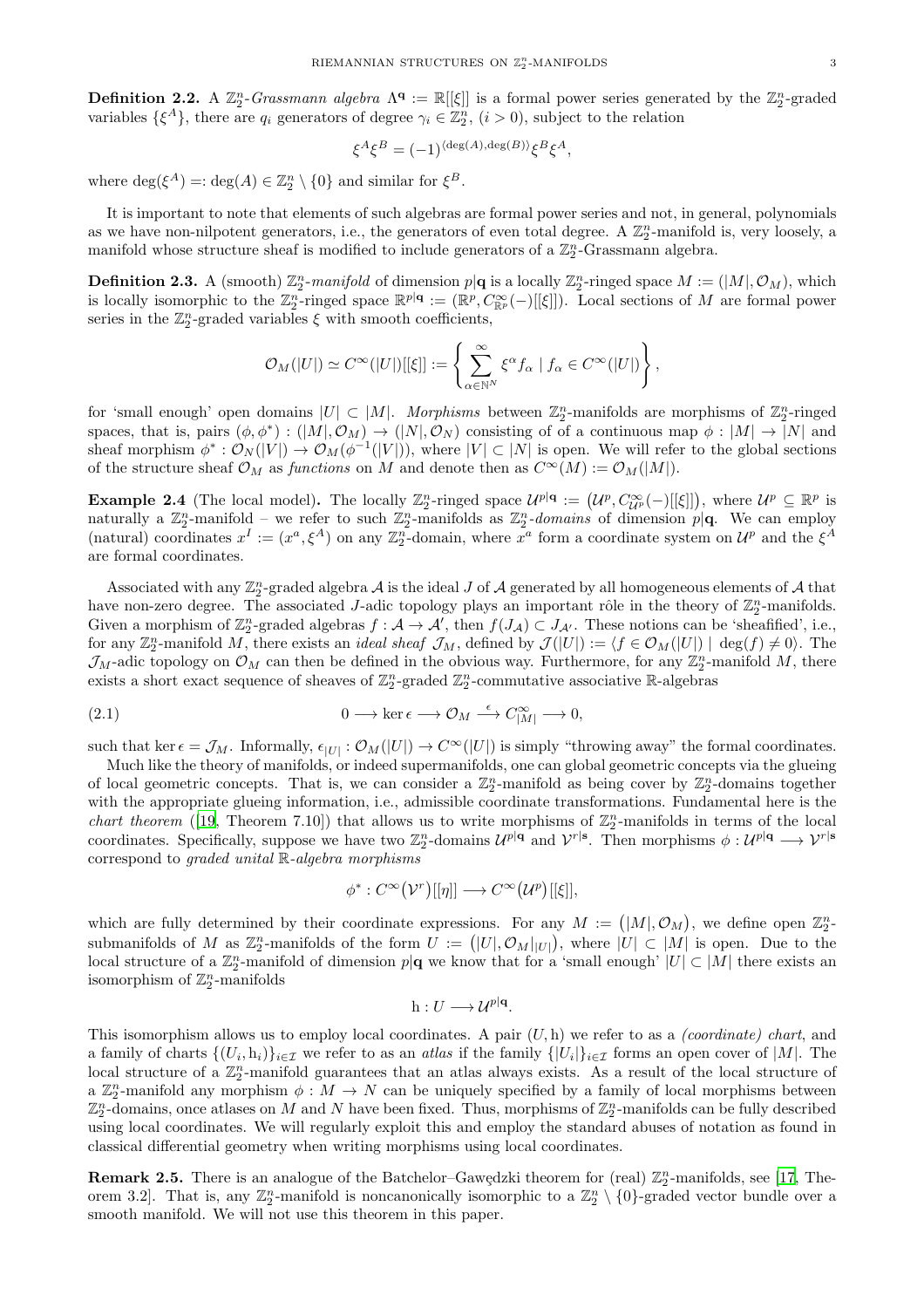**Definition 2.2.** A $\mathbb{Z}_2^n$-*Grassmann algebra* $\Lambda^{\mathbf{q}} := \mathbb{R}[[\xi]]$ is a formal power series generated by the $\mathbb{Z}_2^n$-graded variables $\{\xi^A\}$, there are $q_i$ generators of degree $\gamma_i \in \mathbb{Z}_2^n$, $(i > 0)$, subject to the relation

$$\xi^A \xi^B = (-1)^{\langle \deg(A), \deg(B) \rangle} \xi^B \xi^A,$$

where $\deg(\xi^A) =: \deg(A) \in \mathbb{Z}_2^n \setminus \{0\}$ and similar for $\xi^B$.

It is important to note that elements of such algebras are formal power series and not, in general, polynomials as we have non-nilpotent generators, i.e., the generators of even total degree. A $\mathbb{Z}_2^n$-manifold is, very loosely, a manifold whose structure sheaf is modified to include generators of a $\mathbb{Z}_2^n$-Grassmann algebra.

**Definition 2.3.** A (smooth) $\mathbb{Z}_2^n$-*manifold* of dimension $p|\mathbf{q}$ is a locally $\mathbb{Z}_2^n$-ringed space $M := (|M|, \mathcal{O}_M)$, which is locally isomorphic to the $\mathbb{Z}_2^n$-ringed space $\mathbb{R}^{p|\mathbf{q}} := (\mathbb{R}^p, C^\infty_{\mathbb{R}^p}(-)[[\xi]])$. Local sections of $M$ are formal power series in the $\mathbb{Z}_2^n$-graded variables $\xi$ with smooth coefficients,

$$\mathcal{O}_M(|U|) \simeq C^\infty(|U|)[[\xi]] := \left\{ \sum_{\alpha \in \mathbb{N}^N}^{\infty} \xi^\alpha f_\alpha \mid f_\alpha \in C^\infty(|U|) \right\},$$

for 'small enough' open domains $|U| \subset |M|$. *Morphisms* between $\mathbb{Z}_2^n$-manifolds are morphisms of $\mathbb{Z}_2^n$-ringed spaces, that is, pairs $(\phi, \phi^*) : (|M|, \mathcal{O}_M) \to (|N|, \mathcal{O}_N)$ consisting of of a continuous map $\phi : |M| \to |N|$ and sheaf morphism $\phi^* : \mathcal{O}_N(|V|) \to \mathcal{O}_M(\phi^{-1}(|V|))$, where $|V| \subset |N|$ is open. We will refer to the global sections of the structure sheaf $\mathcal{O}_M$ as *functions* on $M$ and denote then as $C^\infty(M) := \mathcal{O}_M(|M|)$.

**Example 2.4** (The local model)**.** The locally $\mathbb{Z}_2^n$-ringed space $\mathcal{U}^{p|\mathbf{q}} := \big(\mathcal{U}^p, C^\infty_{\mathcal{U}^p}(-)[[\xi]]\big)$, where $\mathcal{U}^p \subseteq \mathbb{R}^p$ is naturally a $\mathbb{Z}_2^n$-manifold – we refer to such $\mathbb{Z}_2^n$-manifolds as $\mathbb{Z}_2^n$-*domains* of dimension $p|\mathbf{q}$. We can employ (natural) coordinates $x^I := (x^a, \xi^A)$ on any $\mathbb{Z}_2^n$-domain, where $x^a$ form a coordinate system on $\mathcal{U}^p$ and the $\xi^A$ are formal coordinates.

Associated with any $\mathbb{Z}_2^n$-graded algebra $\mathcal{A}$ is the ideal $J$ of $\mathcal{A}$ generated by all homogeneous elements of $\mathcal{A}$ that have non-zero degree. The associated $J$-adic topology plays an important rôle in the theory of $\mathbb{Z}_2^n$-manifolds. Given a morphism of $\mathbb{Z}_2^n$-graded algebras $f : \mathcal{A} \to \mathcal{A}'$, then $f(J_{\mathcal{A}}) \subset J_{\mathcal{A}'}$. These notions can be 'sheafified', i.e., for any $\mathbb{Z}_2^n$-manifold $M$, there exists an *ideal sheaf* $\mathcal{J}_M$, defined by $\mathcal{J}(|U|) := \langle f \in \mathcal{O}_M(|U|) \mid \deg(f) \neq 0 \rangle$. The $\mathcal{J}_M$-adic topology on $\mathcal{O}_M$ can then be defined in the obvious way. Furthermore, for any $\mathbb{Z}_2^n$-manifold $M$, there exists a short exact sequence of sheaves of $\mathbb{Z}_2^n$-graded $\mathbb{Z}_2^n$-commutative associative $\mathbb{R}$-algebras

$$0 \longrightarrow \ker \epsilon \longrightarrow \mathcal{O}_M \xrightarrow{\ \epsilon\ } C^\infty_{|M|} \longrightarrow 0, \tag{2.1}$$

such that $\ker \epsilon = \mathcal{J}_M$. Informally, $\epsilon_{|U|} : \mathcal{O}_M(|U|) \to C^\infty(|U|)$ is simply "throwing away" the formal coordinates.

Much like the theory of manifolds, or indeed supermanifolds, one can global geometric concepts via the glueing of local geometric concepts. That is, we can consider a $\mathbb{Z}_2^n$-manifold as being cover by $\mathbb{Z}_2^n$-domains together with the appropriate glueing information, i.e., admissible coordinate transformations. Fundamental here is the *chart theorem* ([19, Theorem 7.10]) that allows us to write morphisms of $\mathbb{Z}_2^n$-manifolds in terms of the local coordinates. Specifically, suppose we have two $\mathbb{Z}_2^n$-domains $\mathcal{U}^{p|\mathbf{q}}$ and $\mathcal{V}^{r|\mathbf{s}}$. Then morphisms $\phi : \mathcal{U}^{p|\mathbf{q}} \longrightarrow \mathcal{V}^{r|\mathbf{s}}$ correspond to *graded unital* $\mathbb{R}$-*algebra morphisms*

$$\phi^* : C^\infty\big(\mathcal{V}^r\big)[[\eta]] \longrightarrow C^\infty\big(\mathcal{U}^p\big)[[\xi]],$$

which are fully determined by their coordinate expressions. For any $M := \big(|M|, \mathcal{O}_M\big)$, we define open $\mathbb{Z}_2^n$-submanifolds of $M$ as $\mathbb{Z}_2^n$-manifolds of the form $U := \big(|U|, \mathcal{O}_M|_{|U|}\big)$, where $|U| \subset |M|$ is open. Due to the local structure of a $\mathbb{Z}_2^n$-manifold of dimension $p|\mathbf{q}$ we know that for a 'small enough' $|U| \subset |M|$ there exists an isomorphism of $\mathbb{Z}_2^n$-manifolds

$$\mathrm{h} : U \longrightarrow \mathcal{U}^{p|\mathbf{q}}.$$

This isomorphism allows us to employ local coordinates. A pair $(U, \mathrm{h})$ we refer to as a *(coordinate) chart*, and a family of charts $\{(U_i, \mathrm{h}_i)\}_{i \in \mathcal{I}}$ we refer to as an *atlas* if the family $\{|U_i|\}_{i \in \mathcal{I}}$ forms an open cover of $|M|$. The local structure of a $\mathbb{Z}_2^n$-manifold guarantees that an atlas always exists. As a result of the local structure of a $\mathbb{Z}_2^n$-manifold any morphism $\phi : M \to N$ can be uniquely specified by a family of local morphisms between $\mathbb{Z}_2^n$-domains, once atlases on $M$ and $N$ have been fixed. Thus, morphisms of $\mathbb{Z}_2^n$-manifolds can be fully described using local coordinates. We will regularly exploit this and employ the standard abuses of notation as found in classical differential geometry when writing morphisms using local coordinates.

**Remark 2.5.** There is an analogue of the Batchelor–Gawędzki theorem for (real) $\mathbb{Z}_2^n$-manifolds, see [17, Theorem 3.2]. That is, any $\mathbb{Z}_2^n$-manifold is noncanonically isomorphic to a $\mathbb{Z}_2^n \setminus \{0\}$-graded vector bundle over a smooth manifold. We will not use this theorem in this paper.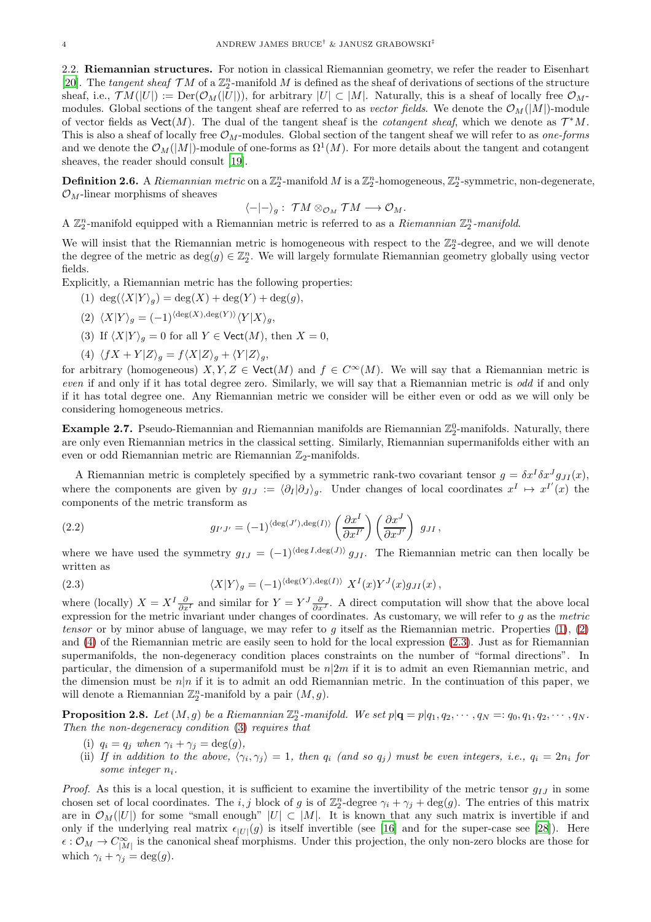2.2. **Riemannian structures.** For notion in classical Riemannian geometry, we refer the reader to Eisenhart [20]. The *tangent sheaf* $\mathcal{T}M$ of a $\mathbb{Z}_2^n$-manifold $M$ is defined as the sheaf of derivations of sections of the structure sheaf, i.e., $\mathcal{T}M(|U|) := \mathrm{Der}(\mathcal{O}_M(|U|))$, for arbitrary $|U| \subset |M|$. Naturally, this is a sheaf of locally free $\mathcal{O}_M$-modules. Global sections of the tangent sheaf are referred to as *vector fields*. We denote the $\mathcal{O}_M(|M|)$-module of vector fields as $\mathsf{Vect}(M)$. The dual of the tangent sheaf is the *cotangent sheaf*, which we denote as $\mathcal{T}^*M$. This is also a sheaf of locally free $\mathcal{O}_M$-modules. Global section of the tangent sheaf we will refer to as *one-forms* and we denote the $\mathcal{O}_M(|M|)$-module of one-forms as $\Omega^1(M)$. For more details about the tangent and cotangent sheaves, the reader should consult [19].

**Definition 2.6.** A *Riemannian metric* on a $\mathbb{Z}_2^n$-manifold $M$ is a $\mathbb{Z}_2^n$-homogeneous, $\mathbb{Z}_2^n$-symmetric, non-degenerate, $\mathcal{O}_M$-linear morphisms of sheaves

$$\langle -|-\rangle_g : \mathcal{T}M \otimes_{\mathcal{O}_M} \mathcal{T}M \longrightarrow \mathcal{O}_M.$$

A $\mathbb{Z}_2^n$-manifold equipped with a Riemannian metric is referred to as a *Riemannian $\mathbb{Z}_2^n$-manifold*.

We will insist that the Riemannian metric is homogeneous with respect to the $\mathbb{Z}_2^n$-degree, and we will denote the degree of the metric as $\deg(g) \in \mathbb{Z}_2^n$. We will largely formulate Riemannian geometry globally using vector fields.

Explicitly, a Riemannian metric has the following properties:

1. $\deg(\langle X|Y\rangle_g) = \deg(X) + \deg(Y) + \deg(g)$,
2. $\langle X|Y\rangle_g = (-1)^{\langle \deg(X), \deg(Y)\rangle}\langle Y|X\rangle_g$,
3. If $\langle X|Y\rangle_g = 0$ for all $Y \in \mathsf{Vect}(M)$, then $X = 0$,
4. $\langle fX + Y|Z\rangle_g = f\langle X|Z\rangle_g + \langle Y|Z\rangle_g$,

for arbitrary (homogeneous) $X, Y, Z \in \mathsf{Vect}(M)$ and $f \in C^\infty(M)$. We will say that a Riemannian metric is *even* if and only if it has total degree zero. Similarly, we will say that a Riemannian metric is *odd* if and only if it has total degree one. Any Riemannian metric we consider will be either even or odd as we will only be considering homogeneous metrics.

**Example 2.7.** Pseudo-Riemannian and Riemannian manifolds are Riemannian $\mathbb{Z}_2^0$-manifolds. Naturally, there are only even Riemannian metrics in the classical setting. Similarly, Riemannian supermanifolds either with an even or odd Riemannian metric are Riemannian $\mathbb{Z}_2$-manifolds.

A Riemannian metric is completely specified by a symmetric rank-two covariant tensor $g = \delta x^I \delta x^J g_{JI}(x)$, where the components are given by $g_{IJ} := \langle \partial_I|\partial_J\rangle_g$. Under changes of local coordinates $x^I \mapsto x^{I'}(x)$ the components of the metric transform as

$$g_{I'J'} = (-1)^{\langle \deg(J'), \deg(I)\rangle} \left(\frac{\partial x^I}{\partial x^{I'}}\right)\left(\frac{\partial x^J}{\partial x^{J'}}\right) g_{JI}\,, \tag{2.2}$$

where we have used the symmetry $g_{IJ} = (-1)^{\langle \deg I, \deg(J)\rangle}\, g_{JI}$. The Riemannian metric can then locally be written as

$$\langle X|Y\rangle_g = (-1)^{\langle \deg(Y), \deg(I)\rangle}\, X^I(x)Y^J(x)g_{JI}(x)\,, \tag{2.3}$$

where (locally) $X = X^I\frac{\partial}{\partial x^I}$ and similar for $Y = Y^J\frac{\partial}{\partial x^J}$. A direct computation will show that the above local expression for the metric invariant under changes of coordinates. As customary, we will refer to $g$ as the *metric tensor* or by minor abuse of language, we may refer to $g$ itself as the Riemannian metric. Properties (1), (2) and (4) of the Riemannian metric are easily seen to hold for the local expression (2.3). Just as for Riemannian supermanifolds, the non-degeneracy condition places constraints on the number of "formal directions". In particular, the dimension of a supermanifold must be $n|2m$ if it is to admit an even Riemannian metric, and the dimension must be $n|n$ if it is to admit an odd Riemannian metric. In the continuation of this paper, we will denote a Riemannian $\mathbb{Z}_2^n$-manifold by a pair $(M, g)$.

**Proposition 2.8.** *Let $(M, g)$ be a Riemannian $\mathbb{Z}_2^n$-manifold. We set $p|\mathbf{q} = p|q_1, q_2, \cdots, q_N =: q_0, q_1, q_2, \cdots, q_N$. Then the non-degeneracy condition (3) requires that*

(i) *$q_i = q_j$ when $\gamma_i + \gamma_j = \deg(g)$,*
(ii) *If in addition to the above, $\langle \gamma_i, \gamma_j\rangle = 1$, then $q_i$ (and so $q_j$) must be even integers, i.e., $q_i = 2n_i$ for some integer $n_i$.*

*Proof.* As this is a local question, it is sufficient to examine the invertibility of the metric tensor $g_{IJ}$ in some chosen set of local coordinates. The $i, j$ block of $g$ is of $\mathbb{Z}_2^n$-degree $\gamma_i + \gamma_j + \deg(g)$. The entries of this matrix are in $\mathcal{O}_M(|U|)$ for some "small enough" $|U| \subset |M|$. It is known that any such matrix is invertible if and only if the underlying real matrix $\epsilon_{|U|}(g)$ is itself invertible (see [16] and for the super-case see [28]). Here $\epsilon : \mathcal{O}_M \to C^\infty_{|M|}$ is the canonical sheaf morphisms. Under this projection, the only non-zero blocks are those for which $\gamma_i + \gamma_j = \deg(g)$.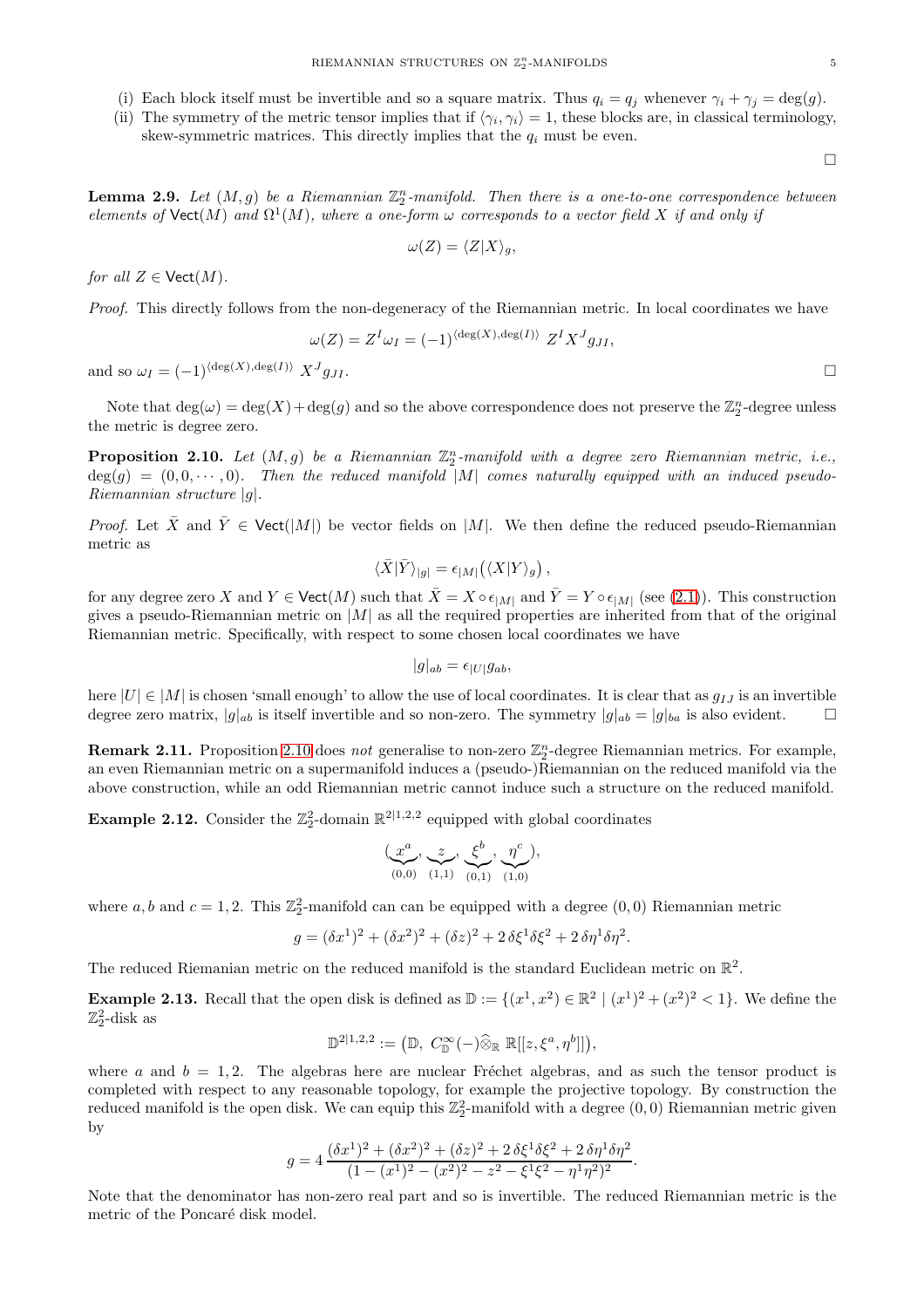(i) Each block itself must be invertible and so a square matrix. Thus $q_i = q_j$ whenever $\gamma_i + \gamma_j = \deg(g)$.

(ii) The symmetry of the metric tensor implies that if $\langle \gamma_i, \gamma_i \rangle = 1$, these blocks are, in classical terminology, skew-symmetric matrices. This directly implies that the $q_i$ must be even.

□

**Lemma 2.9.** *Let $(M, g)$ be a Riemannian $\mathbb{Z}_2^n$-manifold. Then there is a one-to-one correspondence between elements of $\mathsf{Vect}(M)$ and $\Omega^1(M)$, where a one-form $\omega$ corresponds to a vector field $X$ if and only if*

$$\omega(Z) = \langle Z | X \rangle_g,$$

*for all $Z \in \mathsf{Vect}(M)$.*

*Proof.* This directly follows from the non-degeneracy of the Riemannian metric. In local coordinates we have

$$\omega(Z) = Z^I \omega_I = (-1)^{\langle \deg(X), \deg(I) \rangle} \; Z^I X^J g_{JI},$$

and so $\omega_I = (-1)^{\langle \deg(X), \deg(I) \rangle} \; X^J g_{JI}$. □

Note that $\deg(\omega) = \deg(X) + \deg(g)$ and so the above correspondence does not preserve the $\mathbb{Z}_2^n$-degree unless the metric is degree zero.

**Proposition 2.10.** *Let $(M, g)$ be a Riemannian $\mathbb{Z}_2^n$-manifold with a degree zero Riemannian metric, i.e., $\deg(g) = (0, 0, \cdots, 0)$. Then the reduced manifold $|M|$ comes naturally equipped with an induced pseudo-Riemannian structure $|g|$.*

*Proof.* Let $\bar{X}$ and $\bar{Y} \in \mathsf{Vect}(|M|)$ be vector fields on $|M|$. We then define the reduced pseudo-Riemannian metric as

$$\langle \bar{X} | \bar{Y} \rangle_{|g|} = \epsilon_{|M|}\big(\langle X | Y \rangle_g\big),$$

for any degree zero $X$ and $Y \in \mathsf{Vect}(M)$ such that $\bar{X} = X \circ \epsilon_{|M|}$ and $\bar{Y} = Y \circ \epsilon_{|M|}$ (see (2.1)). This construction gives a pseudo-Riemannian metric on $|M|$ as all the required properties are inherited from that of the original Riemannian metric. Specifically, with respect to some chosen local coordinates we have

$$|g|_{ab} = \epsilon_{|U|} g_{ab},$$

here $|U| \in |M|$ is chosen 'small enough' to allow the use of local coordinates. It is clear that as $g_{IJ}$ is an invertible degree zero matrix, $|g|_{ab}$ is itself invertible and so non-zero. The symmetry $|g|_{ab} = |g|_{ba}$ is also evident. □

**Remark 2.11.** Proposition 2.10 does *not* generalise to non-zero $\mathbb{Z}_2^n$-degree Riemannian metrics. For example, an even Riemannian metric on a supermanifold induces a (pseudo-)Riemannian on the reduced manifold via the above construction, while an odd Riemannian metric cannot induce such a structure on the reduced manifold.

**Example 2.12.** Consider the $\mathbb{Z}_2^2$-domain $\mathbb{R}^{2|1,2,2}$ equipped with global coordinates

$$(\underbrace{x^a}_{(0,0)}, \underbrace{z}_{(1,1)}, \underbrace{\xi^b}_{(0,1)}, \underbrace{\eta^c}_{(1,0)}),$$

where $a, b$ and $c = 1, 2$. This $\mathbb{Z}_2^2$-manifold can can be equipped with a degree $(0, 0)$ Riemannian metric

$$g = (\delta x^1)^2 + (\delta x^2)^2 + (\delta z)^2 + 2\, \delta\xi^1 \delta\xi^2 + 2\, \delta\eta^1 \delta\eta^2.$$

The reduced Riemanian metric on the reduced manifold is the standard Euclidean metric on $\mathbb{R}^2$.

**Example 2.13.** Recall that the open disk is defined as $\mathbb{D} := \{(x^1, x^2) \in \mathbb{R}^2 \mid (x^1)^2 + (x^2)^2 < 1\}$. We define the $\mathbb{Z}_2^2$-disk as

$$\mathbb{D}^{2|1,2,2} := \big(\mathbb{D},\; C^\infty_{\mathbb{D}}(-) \widehat{\otimes}_{\mathbb{R}} \mathbb{R}[[z, \xi^a, \eta^b]]\big),$$

where $a$ and $b = 1, 2$. The algebras here are nuclear Fréchet algebras, and as such the tensor product is completed with respect to any reasonable topology, for example the projective topology. By construction the reduced manifold is the open disk. We can equip this $\mathbb{Z}_2^2$-manifold with a degree $(0, 0)$ Riemannian metric given by

$$g = 4\, \frac{(\delta x^1)^2 + (\delta x^2)^2 + (\delta z)^2 + 2\, \delta\xi^1 \delta\xi^2 + 2\, \delta\eta^1 \delta\eta^2}{(1 - (x^1)^2 - (x^2)^2 - z^2 - \xi^1 \xi^2 - \eta^1 \eta^2)^2}.$$

Note that the denominator has non-zero real part and so is invertible. The reduced Riemannian metric is the metric of the Poncaré disk model.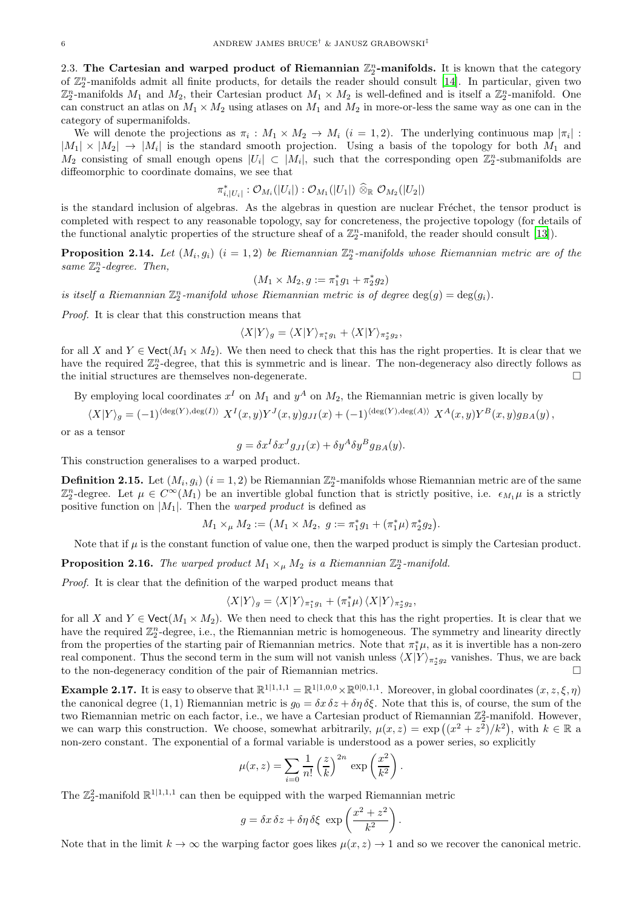**2.3. The Cartesian and warped product of Riemannian $\mathbb{Z}_2^n$-manifolds.** It is known that the category of $\mathbb{Z}_2^n$-manifolds admit all finite products, for details the reader should consult [14]. In particular, given two $\mathbb{Z}_2^n$-manifolds $M_1$ and $M_2$, their Cartesian product $M_1 \times M_2$ is well-defined and is itself a $\mathbb{Z}_2^n$-manifold. One can construct an atlas on $M_1 \times M_2$ using atlases on $M_1$ and $M_2$ in more-or-less the same way as one can in the category of supermanifolds.

We will denote the projections as $\pi_i : M_1 \times M_2 \to M_i$ $(i = 1, 2)$. The underlying continuous map $|\pi_i| : |M_1| \times |M_2| \to |M_i|$ is the standard smooth projection. Using a basis of the topology for both $M_1$ and $M_2$ consisting of small enough opens $|U_i| \subset |M_i|$, such that the corresponding open $\mathbb{Z}_2^n$-submanifolds are diffeomorphic to coordinate domains, we see that

$$\pi^*_{i,|U_i|} : \mathcal{O}_{M_i}(|U_i|) : \mathcal{O}_{M_1}(|U_1|) \,\widehat{\otimes}_{\mathbb{R}}\, \mathcal{O}_{M_2}(|U_2|)$$

is the standard inclusion of algebras. As the algebras in question are nuclear Fréchet, the tensor product is completed with respect to any reasonable topology, say for concreteness, the projective topology (for details of the functional analytic properties of the structure sheaf of a $\mathbb{Z}_2^n$-manifold, the reader should consult [13]).

**Proposition 2.14.** *Let $(M_i, g_i)$ $(i = 1, 2)$ be Riemannian $\mathbb{Z}_2^n$-manifolds whose Riemannian metric are of the same $\mathbb{Z}_2^n$-degree. Then,*

$$(M_1 \times M_2, g := \pi_1^* g_1 + \pi_2^* g_2)$$

*is itself a Riemannian $\mathbb{Z}_2^n$-manifold whose Riemannian metric is of degree $\deg(g) = \deg(g_i)$.*

*Proof.* It is clear that this construction means that

$$\langle X|Y\rangle_g = \langle X|Y\rangle_{\pi_1^* g_1} + \langle X|Y\rangle_{\pi_2^* g_2},$$

for all $X$ and $Y \in \mathsf{Vect}(M_1 \times M_2)$. We then need to check that this has the right properties. It is clear that we have the required $\mathbb{Z}_2^n$-degree, that this is symmetric and is linear. The non-degeneracy also directly follows as the initial structures are themselves non-degenerate. □

By employing local coordinates $x^I$ on $M_1$ and $y^A$ on $M_2$, the Riemannian metric is given locally by

$$\langle X|Y\rangle_g = (-1)^{\langle \deg(Y), \deg(I)\rangle}\; X^I(x,y) Y^J(x,y) g_{JI}(x) + (-1)^{\langle \deg(Y), \deg(A)\rangle}\; X^A(x,y) Y^B(x,y) g_{BA}(y)\,,$$

or as a tensor

$$g = \delta x^I \delta x^J g_{JI}(x) + \delta y^A \delta y^B g_{BA}(y).$$

This construction generalises to a warped product.

**Definition 2.15.** Let $(M_i, g_i)$ $(i = 1, 2)$ be Riemannian $\mathbb{Z}_2^n$-manifolds whose Riemannian metric are of the same $\mathbb{Z}_2^n$-degree. Let $\mu \in C^\infty(M_1)$ be an invertible global function that is strictly positive, i.e. $\epsilon_{M_1}\mu$ is a strictly positive function on $|M_1|$. Then the *warped product* is defined as

$$M_1 \times_\mu M_2 := \big(M_1 \times M_2,\; g := \pi_1^* g_1 + (\pi_1^* \mu)\, \pi_2^* g_2\big).$$

Note that if $\mu$ is the constant function of value one, then the warped product is simply the Cartesian product.

**Proposition 2.16.** *The warped product $M_1 \times_\mu M_2$ is a Riemannian $\mathbb{Z}_2^n$-manifold.*

*Proof.* It is clear that the definition of the warped product means that

$$\langle X|Y\rangle_g = \langle X|Y\rangle_{\pi_1^* g_1} + (\pi_1^* \mu)\, \langle X|Y\rangle_{\pi_2^* g_2},$$

for all $X$ and $Y \in \mathsf{Vect}(M_1 \times M_2)$. We then need to check that this has the right properties. It is clear that we have the required $\mathbb{Z}_2^n$-degree, i.e., the Riemannian metric is homogeneous. The symmetry and linearity directly from the properties of the starting pair of Riemannian metrics. Note that $\pi_1^*\mu$, as it is invertible has a non-zero real component. Thus the second term in the sum will not vanish unless $\langle X|Y\rangle_{\pi_2^* g_2}$ vanishes. Thus, we are back to the non-degeneracy condition of the pair of Riemannian metrics. □

**Example 2.17.** It is easy to observe that $\mathbb{R}^{1|1,1,1} = \mathbb{R}^{1|1,0,0} \times \mathbb{R}^{0|0,1,1}$. Moreover, in global coordinates $(x, z, \xi, \eta)$ the canonical degree $(1, 1)$ Riemannian metric is $g_0 = \delta x\, \delta z + \delta\eta\, \delta\xi$. Note that this is, of course, the sum of the two Riemannian metric on each factor, i.e., we have a Cartesian product of Riemannian $\mathbb{Z}_2^2$-manifold. However, we can warp this construction. We choose, somewhat arbitrarily, $\mu(x, z) = \exp\big((x^2 + z^2)/k^2\big)$, with $k \in \mathbb{R}$ a non-zero constant. The exponential of a formal variable is understood as a power series, so explicitly

$$\mu(x, z) = \sum_{i=0} \frac{1}{n!} \left(\frac{z}{k}\right)^{2n} \exp\left(\frac{x^2}{k^2}\right).$$

The $\mathbb{Z}_2^2$-manifold $\mathbb{R}^{1|1,1,1}$ can then be equipped with the warped Riemannian metric

$$g = \delta x\, \delta z + \delta\eta\, \delta\xi\; \exp\left(\frac{x^2 + z^2}{k^2}\right).$$

Note that in the limit $k \to \infty$ the warping factor goes likes $\mu(x, z) \to 1$ and so we recover the canonical metric.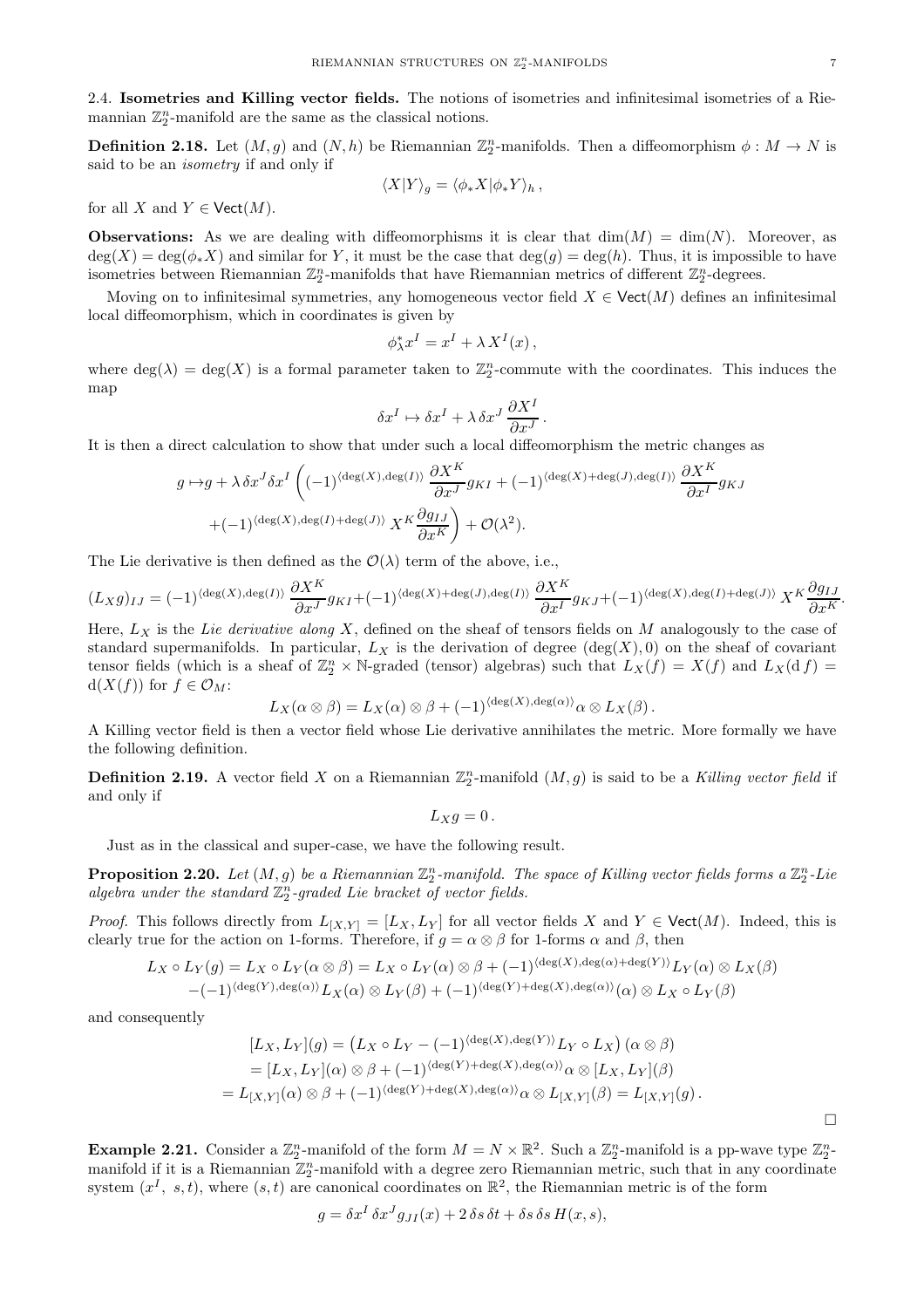### 2.4. Isometries and Killing vector fields.

The notions of isometries and infinitesimal isometries of a Riemannian $\mathbb{Z}_2^n$-manifold are the same as the classical notions.

**Definition 2.18.** Let $(M, g)$ and $(N, h)$ be Riemannian $\mathbb{Z}_2^n$-manifolds. Then a diffeomorphism $\phi : M \to N$ is said to be an *isometry* if and only if

$$\langle X|Y\rangle_g = \langle \phi_* X|\phi_* Y\rangle_h \,,$$

for all $X$ and $Y \in \mathsf{Vect}(M)$.

**Observations:** As we are dealing with diffeomorphisms it is clear that $\dim(M) = \dim(N)$. Moreover, as $\deg(X) = \deg(\phi_* X)$ and similar for $Y$, it must be the case that $\deg(g) = \deg(h)$. Thus, it is impossible to have isometries between Riemannian $\mathbb{Z}_2^n$-manifolds that have Riemannian metrics of different $\mathbb{Z}_2^n$-degrees.

Moving on to infinitesimal symmetries, any homogeneous vector field $X \in \mathsf{Vect}(M)$ defines an infinitesimal local diffeomorphism, which in coordinates is given by

$$\phi_\lambda^* x^I = x^I + \lambda\, X^I(x)\,,$$

where $\deg(\lambda) = \deg(X)$ is a formal parameter taken to $\mathbb{Z}_2^n$-commute with the coordinates. This induces the map

$$\delta x^I \mapsto \delta x^I + \lambda\, \delta x^J \,\frac{\partial X^I}{\partial x^J}\,.$$

It is then a direct calculation to show that under such a local diffeomorphism the metric changes as

$$\begin{aligned} g \mapsto & g + \lambda\, \delta x^J \delta x^I \left( (-1)^{\langle \deg(X), \deg(I)\rangle} \,\frac{\partial X^K}{\partial x^J} g_{KI} + (-1)^{\langle \deg(X)+\deg(J), \deg(I)\rangle}\, \frac{\partial X^K}{\partial x^I} g_{KJ} \right. \\ & \left. + (-1)^{\langle \deg(X), \deg(I)+\deg(J)\rangle}\, X^K \frac{\partial g_{IJ}}{\partial x^K} \right) + \mathcal{O}(\lambda^2). \end{aligned}$$

The Lie derivative is then defined as the $\mathcal{O}(\lambda)$ term of the above, i.e.,

$$(L_X g)_{IJ} = (-1)^{\langle \deg(X), \deg(I)\rangle} \,\frac{\partial X^K}{\partial x^J} g_{KI} + (-1)^{\langle \deg(X)+\deg(J), \deg(I)\rangle}\, \frac{\partial X^K}{\partial x^I} g_{KJ} + (-1)^{\langle \deg(X), \deg(I)+\deg(J)\rangle}\, X^K \frac{\partial g_{IJ}}{\partial x^K}.$$

Here, $L_X$ is the *Lie derivative along* $X$, defined on the sheaf of tensors fields on $M$ analogously to the case of standard supermanifolds. In particular, $L_X$ is the derivation of degree $(\deg(X), 0)$ on the sheaf of covariant tensor fields (which is a sheaf of $\mathbb{Z}_2^n \times \mathbb{N}$-graded (tensor) algebras) such that $L_X(f) = X(f)$ and $L_X(\mathrm{d}\, f) = \mathrm{d}(X(f))$ for $f \in \mathcal{O}_M$:

$$L_X(\alpha \otimes \beta) = L_X(\alpha) \otimes \beta + (-1)^{\langle \deg(X), \deg(\alpha)\rangle} \alpha \otimes L_X(\beta)\,.$$

A Killing vector field is then a vector field whose Lie derivative annihilates the metric. More formally we have the following definition.

**Definition 2.19.** A vector field $X$ on a Riemannian $\mathbb{Z}_2^n$-manifold $(M, g)$ is said to be a *Killing vector field* if and only if

$$L_X g = 0\,.$$

Just as in the classical and super-case, we have the following result.

**Proposition 2.20.** *Let $(M, g)$ be a Riemannian $\mathbb{Z}_2^n$-manifold. The space of Killing vector fields forms a $\mathbb{Z}_2^n$-Lie algebra under the standard $\mathbb{Z}_2^n$-graded Lie bracket of vector fields.*

*Proof.* This follows directly from $L_{[X,Y]} = [L_X, L_Y]$ for all vector fields $X$ and $Y \in \mathsf{Vect}(M)$. Indeed, this is clearly true for the action on 1-forms. Therefore, if $g = \alpha \otimes \beta$ for 1-forms $\alpha$ and $\beta$, then

$$\begin{aligned} L_X \circ L_Y(g) = L_X \circ L_Y(\alpha \otimes \beta) &= L_X \circ L_Y(\alpha) \otimes \beta + (-1)^{\langle \deg(X), \deg(\alpha)+\deg(Y)\rangle} L_Y(\alpha) \otimes L_X(\beta) \\ & - (-1)^{\langle \deg(Y), \deg(\alpha)\rangle} L_X(\alpha) \otimes L_Y(\beta) + (-1)^{\langle \deg(Y)+\deg(X), \deg(\alpha)\rangle} (\alpha) \otimes L_X \circ L_Y(\beta) \end{aligned}$$

and consequently

$$\begin{aligned} [L_X, L_Y](g) &= \left(L_X \circ L_Y - (-1)^{\langle \deg(X), \deg(Y)\rangle} L_Y \circ L_X\right)(\alpha \otimes \beta) \\ &= [L_X, L_Y](\alpha) \otimes \beta + (-1)^{\langle \deg(Y)+\deg(X), \deg(\alpha)\rangle} \alpha \otimes [L_X, L_Y](\beta) \\ &= L_{[X,Y]}(\alpha) \otimes \beta + (-1)^{\langle \deg(Y)+\deg(X), \deg(\alpha)\rangle} \alpha \otimes L_{[X,Y]}(\beta) = L_{[X,Y]}(g)\,. \end{aligned}$$

$\square$

**Example 2.21.** Consider a $\mathbb{Z}_2^n$-manifold of the form $M = N \times \mathbb{R}^2$. Such a $\mathbb{Z}_2^n$-manifold is a pp-wave type $\mathbb{Z}_2^n$-manifold if it is a Riemannian $\mathbb{Z}_2^n$-manifold with a degree zero Riemannian metric, such that in any coordinate system $(x^I,\ s, t)$, where $(s, t)$ are canonical coordinates on $\mathbb{R}^2$, the Riemannian metric is of the form

$$g = \delta x^I \,\delta x^J g_{JI}(x) + 2\, \delta s\, \delta t + \delta s\, \delta s\, H(x, s),$$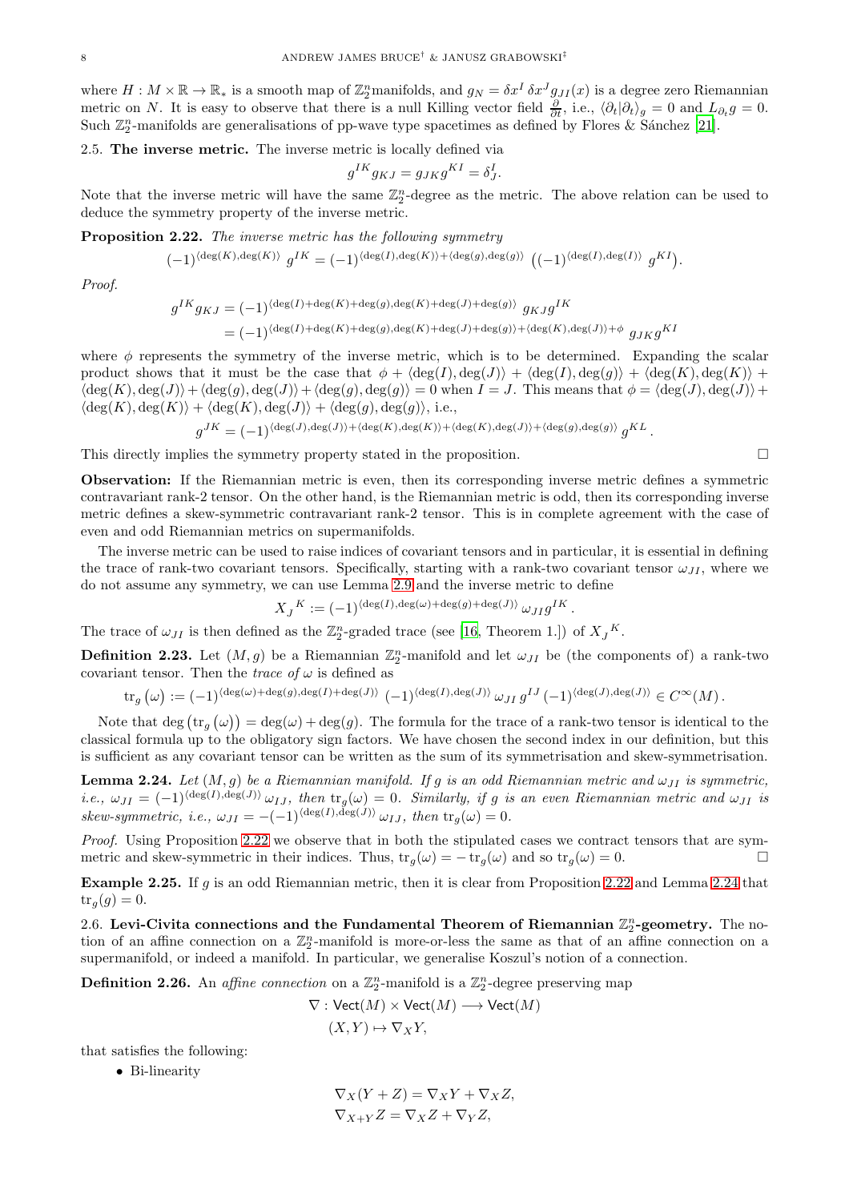where $H : M \times \mathbb{R} \to \mathbb{R}_*$ is a smooth map of $\mathbb{Z}_2^n$manifolds, and $g_N = \delta x^I \, \delta x^J g_{JI}(x)$ is a degree zero Riemannian metric on $N$. It is easy to observe that there is a null Killing vector field $\frac{\partial}{\partial t}$, i.e., $\langle \partial_t | \partial_t \rangle_g = 0$ and $L_{\partial_t} g = 0$. Such $\mathbb{Z}_2^n$-manifolds are generalisations of pp-wave type spacetimes as defined by Flores & Sánchez [21].

2.5. **The inverse metric.** The inverse metric is locally defined via

$$g^{IK} g_{KJ} = g_{JK} g^{KI} = \delta_J^I .$$

Note that the inverse metric will have the same $\mathbb{Z}_2^n$-degree as the metric. The above relation can be used to deduce the symmetry property of the inverse metric.

**Proposition 2.22.** *The inverse metric has the following symmetry*

$$(-1)^{\langle \deg(K), \deg(K) \rangle} \; g^{IK} = (-1)^{\langle \deg(I), \deg(K) \rangle + \langle \deg(g), \deg(g) \rangle} \; \left( (-1)^{\langle \deg(I), \deg(I) \rangle} \; g^{KI} \right).$$

*Proof.*

$$\begin{aligned} g^{IK} g_{KJ} &= (-1)^{\langle \deg(I)+\deg(K)+\deg(g), \deg(K)+\deg(J)+\deg(g) \rangle} \; g_{KJ} g^{IK} \\ &= (-1)^{\langle \deg(I)+\deg(K)+\deg(g), \deg(K)+\deg(J)+\deg(g) \rangle + \langle \deg(K), \deg(J) \rangle + \phi} \; g_{JK} g^{KI} \end{aligned}$$

where $\phi$ represents the symmetry of the inverse metric, which is to be determined. Expanding the scalar product shows that it must be the case that $\phi + \langle \deg(I), \deg(J) \rangle + \langle \deg(I), \deg(g) \rangle + \langle \deg(K), \deg(K) \rangle + \langle \deg(K), \deg(J) \rangle + \langle \deg(g), \deg(J) \rangle + \langle \deg(g), \deg(g) \rangle = 0$ when $I = J$. This means that $\phi = \langle \deg(J), \deg(J) \rangle + \langle \deg(K), \deg(K) \rangle + \langle \deg(K), \deg(J) \rangle + \langle \deg(g), \deg(g) \rangle$, i.e.,

$$g^{JK} = (-1)^{\langle \deg(J), \deg(J) \rangle + \langle \deg(K), \deg(K) \rangle + \langle \deg(K), \deg(J) \rangle + \langle \deg(g), \deg(g) \rangle} \, g^{KL} .$$

This directly implies the symmetry property stated in the proposition. □

**Observation:** If the Riemannian metric is even, then its corresponding inverse metric defines a symmetric contravariant rank-2 tensor. On the other hand, is the Riemannian metric is odd, then its corresponding inverse metric defines a skew-symmetric contravariant rank-2 tensor. This is in complete agreement with the case of even and odd Riemannian metrics on supermanifolds.

The inverse metric can be used to raise indices of covariant tensors and in particular, it is essential in defining the trace of rank-two covariant tensors. Specifically, starting with a rank-two covariant tensor $\omega_{JI}$, where we do not assume any symmetry, we can use Lemma 2.9 and the inverse metric to define

$$X_J{}^K := (-1)^{\langle \deg(I), \deg(\omega)+\deg(g)+\deg(J) \rangle} \; \omega_{JI} g^{IK} .$$

The trace of $\omega_{JI}$ is then defined as the $\mathbb{Z}_2^n$-graded trace (see [16, Theorem 1.]) of $X_J{}^K$.

**Definition 2.23.** Let $(M, g)$ be a Riemannian $\mathbb{Z}_2^n$-manifold and let $\omega_{JI}$ be (the components of) a rank-two covariant tensor. Then the *trace of* $\omega$ is defined as

$$\mathrm{tr}_g\left(\omega\right) := (-1)^{\langle \deg(\omega)+\deg(g), \deg(I)+\deg(J) \rangle} \; (-1)^{\langle \deg(I), \deg(J) \rangle} \, \omega_{JI} \, g^{IJ} \, (-1)^{\langle \deg(J), \deg(J) \rangle} \in C^\infty(M) .$$

Note that $\deg\left(\mathrm{tr}_g\left(\omega\right)\right) = \deg(\omega) + \deg(g)$. The formula for the trace of a rank-two tensor is identical to the classical formula up to the obligatory sign factors. We have chosen the second index in our definition, but this is sufficient as any covariant tensor can be written as the sum of its symmetrisation and skew-symmetrisation.

**Lemma 2.24.** *Let $(M, g)$ be a Riemannian manifold. If $g$ is an odd Riemannian metric and $\omega_{JI}$ is symmetric, i.e., $\omega_{JI} = (-1)^{\langle \deg(I), \deg(J) \rangle} \, \omega_{IJ}$, then $\mathrm{tr}_g(\omega) = 0$. Similarly, if $g$ is an even Riemannian metric and $\omega_{JI}$ is skew-symmetric, i.e., $\omega_{JI} = -(-1)^{\langle \deg(I), \deg(J) \rangle} \, \omega_{IJ}$, then $\mathrm{tr}_g(\omega) = 0$.*

*Proof.* Using Proposition 2.22 we observe that in both the stipulated cases we contract tensors that are symmetric and skew-symmetric in their indices. Thus, $\mathrm{tr}_g(\omega) = -\,\mathrm{tr}_g(\omega)$ and so $\mathrm{tr}_g(\omega) = 0$. □

**Example 2.25.** If $g$ is an odd Riemannian metric, then it is clear from Proposition 2.22 and Lemma 2.24 that $\mathrm{tr}_g(g) = 0$.

2.6. **Levi-Civita connections and the Fundamental Theorem of Riemannian $\mathbb{Z}_2^n$-geometry.** The notion of an affine connection on a $\mathbb{Z}_2^n$-manifold is more-or-less the same as that of an affine connection on a supermanifold, or indeed a manifold. In particular, we generalise Koszul's notion of a connection.

**Definition 2.26.** An *affine connection* on a $\mathbb{Z}_2^n$-manifold is a $\mathbb{Z}_2^n$-degree preserving map

$$\begin{aligned} \nabla : \mathsf{Vect}(M) \times \mathsf{Vect}(M) &\longrightarrow \mathsf{Vect}(M) \\ (X, Y) &\mapsto \nabla_X Y, \end{aligned}$$

that satisfies the following:

- Bi-linearity

$$\begin{aligned} \nabla_X(Y + Z) &= \nabla_X Y + \nabla_X Z, \\ \nabla_{X+Y} Z &= \nabla_X Z + \nabla_Y Z, \end{aligned}$$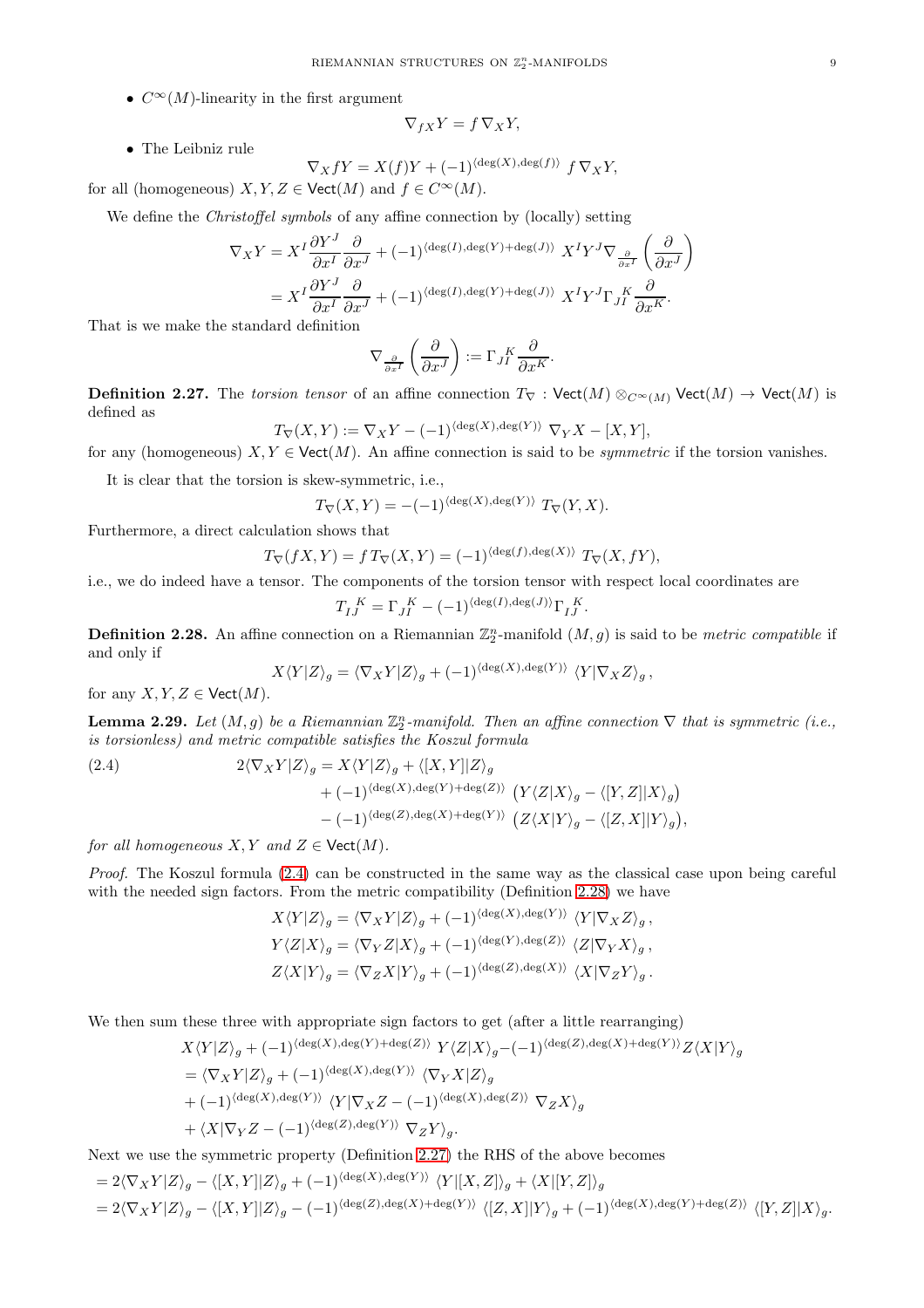- $C^\infty(M)$-linearity in the first argument

$$\nabla_{fX} Y = f\, \nabla_X Y,$$

- The Leibniz rule

$$\nabla_X fY = X(f) Y + (-1)^{\langle \deg(X), \deg(f)\rangle}\; f\, \nabla_X Y,$$

for all (homogeneous) $X, Y, Z \in \mathsf{Vect}(M)$ and $f \in C^\infty(M)$.

We define the *Christoffel symbols* of any affine connection by (locally) setting

$$\begin{aligned}
\nabla_X Y &= X^I \frac{\partial Y^J}{\partial x^I} \frac{\partial}{\partial x^J} + (-1)^{\langle \deg(I), \deg(Y) + \deg(J)\rangle}\; X^I Y^J \nabla_{\frac{\partial}{\partial x^I}} \left( \frac{\partial}{\partial x^J}\right) \\
&= X^I \frac{\partial Y^J}{\partial x^I} \frac{\partial}{\partial x^J} + (-1)^{\langle \deg(I), \deg(Y) + \deg(J)\rangle}\; X^I Y^J \Gamma_{JI}^{\ \ K} \frac{\partial}{\partial x^K}.
\end{aligned}$$

That is we make the standard definition

$$\nabla_{\frac{\partial}{\partial x^I}} \left( \frac{\partial}{\partial x^J}\right) := \Gamma_{JI}^{\ \ K} \frac{\partial}{\partial x^K}.$$

**Definition 2.27.** The *torsion tensor* of an affine connection $T_\nabla : \mathsf{Vect}(M) \otimes_{C^\infty(M)} \mathsf{Vect}(M) \to \mathsf{Vect}(M)$ is defined as

$$T_\nabla(X, Y) := \nabla_X Y - (-1)^{\langle \deg(X), \deg(Y)\rangle}\; \nabla_Y X - [X, Y],$$

for any (homogeneous) $X, Y \in \mathsf{Vect}(M)$. An affine connection is said to be *symmetric* if the torsion vanishes.

It is clear that the torsion is skew-symmetric, i.e.,

$$T_\nabla(X, Y) = -(-1)^{\langle \deg(X), \deg(Y)\rangle}\; T_\nabla(Y, X).$$

Furthermore, a direct calculation shows that

$$T_\nabla(fX, Y) = f\, T_\nabla(X, Y) = (-1)^{\langle \deg(f), \deg(X)\rangle}\; T_\nabla(X, fY),$$

i.e., we do indeed have a tensor. The components of the torsion tensor with respect local coordinates are

$$T_{IJ}^{\ \ K} = \Gamma_{JI}^{\ \ K} - (-1)^{\langle \deg(I), \deg(J)\rangle} \Gamma_{IJ}^{\ \ K}.$$

**Definition 2.28.** An affine connection on a Riemannian $\mathbb{Z}_2^n$-manifold $(M, g)$ is said to be *metric compatible* if and only if

$$X \langle Y | Z\rangle_g = \langle \nabla_X Y | Z\rangle_g + (-1)^{\langle \deg(X), \deg(Y)\rangle}\; \langle Y | \nabla_X Z\rangle_g\,,$$

for any $X, Y, Z \in \mathsf{Vect}(M)$.

**Lemma 2.29.** *Let $(M, g)$ be a Riemannian $\mathbb{Z}_2^n$-manifold. Then an affine connection $\nabla$ that is symmetric (i.e., is torsionless) and metric compatible satisfies the Koszul formula*

$$\begin{aligned}
2\langle \nabla_X Y | Z\rangle_g &= X\langle Y|Z\rangle_g + \langle [X, Y] | Z\rangle_g \\
&\quad + (-1)^{\langle \deg(X), \deg(Y) + \deg(Z)\rangle}\; \big( Y\langle Z|X\rangle_g - \langle [Y, Z] | X\rangle_g \big) \\
&\quad - (-1)^{\langle \deg(Z), \deg(X) + \deg(Y)\rangle}\; \big( Z\langle X|Y\rangle_g - \langle [Z, X] | Y\rangle_g \big),
\end{aligned} \tag{2.4}$$

*for all homogeneous $X, Y$ and $Z \in \mathsf{Vect}(M)$.*

*Proof.* The Koszul formula (2.4) can be constructed in the same way as the classical case upon being careful with the needed sign factors. From the metric compatibility (Definition 2.28) we have

$$\begin{aligned}
X\langle Y|Z\rangle_g &= \langle \nabla_X Y | Z\rangle_g + (-1)^{\langle \deg(X), \deg(Y)\rangle}\; \langle Y | \nabla_X Z\rangle_g\,, \\
Y\langle Z|X\rangle_g &= \langle \nabla_Y Z | X\rangle_g + (-1)^{\langle \deg(Y), \deg(Z)\rangle}\; \langle Z | \nabla_Y X\rangle_g\,, \\
Z\langle X|Y\rangle_g &= \langle \nabla_Z X | Y\rangle_g + (-1)^{\langle \deg(Z), \deg(X)\rangle}\; \langle X | \nabla_Z Y\rangle_g\,.
\end{aligned}$$

We then sum these three with appropriate sign factors to get (after a little rearranging)

$$\begin{aligned}
& X\langle Y|Z\rangle_g + (-1)^{\langle \deg(X), \deg(Y) + \deg(Z)\rangle}\; Y\langle Z|X\rangle_g - (-1)^{\langle \deg(Z), \deg(X) + \deg(Y)\rangle} Z\langle X|Y\rangle_g \\
&= \langle \nabla_X Y | Z\rangle_g + (-1)^{\langle \deg(X), \deg(Y)\rangle}\; \langle \nabla_Y X | Z\rangle_g \\
&+ (-1)^{\langle \deg(X), \deg(Y)\rangle}\; \langle Y | \nabla_X Z - (-1)^{\langle \deg(X), \deg(Z)\rangle}\; \nabla_Z X\rangle_g \\
&+ \langle X | \nabla_Y Z - (-1)^{\langle \deg(Z), \deg(Y)\rangle}\; \nabla_Z Y\rangle_g.
\end{aligned}$$

Next we use the symmetric property (Definition 2.27) the RHS of the above becomes

$$\begin{aligned}
&= 2\langle \nabla_X Y | Z\rangle_g - \langle [X, Y] | Z\rangle_g + (-1)^{\langle \deg(X), \deg(Y)\rangle}\; \langle Y | [X, Z]\rangle_g + \langle X | [Y, Z]\rangle_g \\
&= 2\langle \nabla_X Y | Z\rangle_g - \langle [X, Y] | Z\rangle_g - (-1)^{\langle \deg(Z), \deg(X) + \deg(Y)\rangle}\; \langle [Z, X] | Y\rangle_g + (-1)^{\langle \deg(X), \deg(Y) + \deg(Z)\rangle}\; \langle [Y, Z] | X\rangle_g.
\end{aligned}$$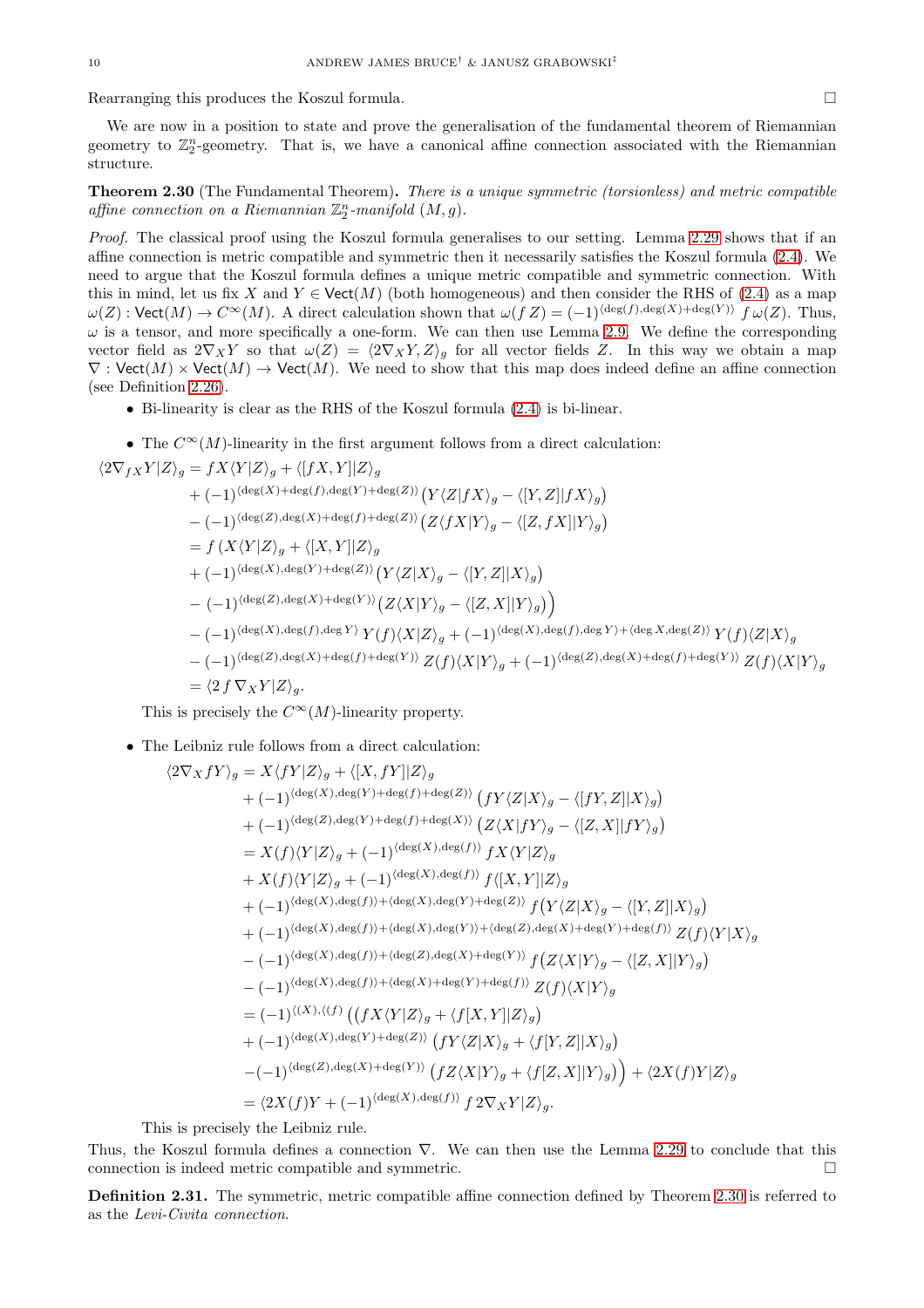Rearranging this produces the Koszul formula. $\square$

We are now in a position to state and prove the generalisation of the fundamental theorem of Riemannian geometry to $\mathbb{Z}_2^n$-geometry. That is, we have a canonical affine connection associated with the Riemannian structure.

**Theorem 2.30** (The Fundamental Theorem)**.** *There is a unique symmetric (torsionless) and metric compatible affine connection on a Riemannian $\mathbb{Z}_2^n$-manifold $(M, g)$.*

*Proof.* The classical proof using the Koszul formula generalises to our setting. Lemma 2.29 shows that if an affine connection is metric compatible and symmetric then it necessarily satisfies the Koszul formula (2.4). We need to argue that the Koszul formula defines a unique metric compatible and symmetric connection. With this in mind, let us fix $X$ and $Y \in \mathsf{Vect}(M)$ (both homogeneous) and then consider the RHS of (2.4) as a map $\omega(Z) : \mathsf{Vect}(M) \to C^\infty(M)$. A direct calculation shown that $\omega(f\, Z) = (-1)^{\langle \deg(f), \deg(X)+\deg(Y)\rangle}\, f\, \omega(Z)$. Thus, $\omega$ is a tensor, and more specifically a one-form. We can then use Lemma 2.9. We define the corresponding vector field as $2\nabla_X Y$ so that $\omega(Z) = \langle 2\nabla_X Y, Z\rangle_g$ for all vector fields $Z$. In this way we obtain a map $\nabla : \mathsf{Vect}(M) \times \mathsf{Vect}(M) \to \mathsf{Vect}(M)$. We need to show that this map does indeed define an affine connection (see Definition 2.26).

- Bi-linearity is clear as the RHS of the Koszul formula (2.4) is bi-linear.

- The $C^\infty(M)$-linearity in the first argument follows from a direct calculation:

$$
\begin{aligned}
\langle 2\nabla_{fX} Y|Z\rangle_g &= fX\langle Y|Z\rangle_g + \langle [fX, Y]|Z\rangle_g \\
&+ (-1)^{\langle \deg(X)+\deg(f), \deg(Y)+\deg(Z)\rangle}\big(Y\langle Z|fX\rangle_g - \langle [Y,Z]|fX\rangle_g\big) \\
&- (-1)^{\langle \deg(Z), \deg(X)+\deg(f)+\deg(Z)\rangle}\big(Z\langle fX|Y\rangle_g - \langle [Z, fX]|Y\rangle_g\big) \\
&= f\,\big(X\langle Y|Z\rangle_g + \langle [X,Y]|Z\rangle_g \\
&+ (-1)^{\langle \deg(X), \deg(Y)+\deg(Z)\rangle}\big(Y\langle Z|X\rangle_g - \langle [Y,Z]|X\rangle_g\big) \\
&- (-1)^{\langle \deg(Z), \deg(X)+\deg(Y)\rangle}\big(Z\langle X|Y\rangle_g - \langle [Z,X]|Y\rangle_g\big)\big) \\
&- (-1)^{\langle \deg(X), \deg(f), \deg Y\rangle}\, Y(f)\langle X|Z\rangle_g + (-1)^{\langle \deg(X), \deg(f), \deg Y\rangle + \langle \deg X, \deg(Z)\rangle}\, Y(f)\langle Z|X\rangle_g \\
&- (-1)^{\langle \deg(Z), \deg(X)+\deg(f)+\deg(Y)\rangle}\, Z(f)\langle X|Y\rangle_g + (-1)^{\langle \deg(Z), \deg(X)+\deg(f)+\deg(Y)\rangle}\, Z(f)\langle X|Y\rangle_g \\
&= \langle 2\, f\, \nabla_X Y|Z\rangle_g.
\end{aligned}
$$

This is precisely the $C^\infty(M)$-linearity property.

- The Leibniz rule follows from a direct calculation:

$$
\begin{aligned}
\langle 2\nabla_X fY\rangle_g &= X\langle fY|Z\rangle_g + \langle [X, fY]|Z\rangle_g \\
&+ (-1)^{\langle \deg(X), \deg(Y)+\deg(f)+\deg(Z)\rangle}\,\big(fY\langle Z|X\rangle_g - \langle [fY, Z]|X\rangle_g\big) \\
&+ (-1)^{\langle \deg(Z), \deg(Y)+\deg(f)+\deg(X)\rangle}\,\big(Z\langle X|fY\rangle_g - \langle [Z,X]|fY\rangle_g\big) \\
&= X(f)\langle Y|Z\rangle_g + (-1)^{\langle \deg(X), \deg(f)\rangle}\, fX\langle Y|Z\rangle_g \\
&+ X(f)\langle Y|Z\rangle_g + (-1)^{\langle \deg(X), \deg(f)\rangle}\, f\langle [X,Y]|Z\rangle_g \\
&+ (-1)^{\langle \deg(X), \deg(f)\rangle + \langle \deg(X), \deg(Y)+\deg(Z)\rangle}\, f\big(Y\langle Z|X\rangle_g - \langle [Y,Z]|X\rangle_g\big) \\
&+ (-1)^{\langle \deg(X), \deg(f)\rangle + \langle \deg(X), \deg(Y)\rangle + \langle \deg(Z), \deg(X)+\deg(Y)+\deg(f)\rangle}\, Z(f)\langle Y|X\rangle_g \\
&- (-1)^{\langle \deg(X), \deg(f)\rangle + \langle \deg(Z), \deg(X)+\deg(Y)\rangle}\, f\big(Z\langle X|Y\rangle_g - \langle [Z,X]|Y\rangle_g\big) \\
&- (-1)^{\langle \deg(X), \deg(f)\rangle + \langle \deg(X)+\deg(Y)+\deg(f)\rangle}\, Z(f)\langle X|Y\rangle_g \\
&= (-1)^{\langle (X), \langle (f)}\,\big(\big(fX\langle Y|Z\rangle_g + \langle f[X,Y]|Z\rangle_g\big) \\
&+ (-1)^{\langle \deg(X), \deg(Y)+\deg(Z)\rangle}\,\big(fY\langle Z|X\rangle_g + \langle f[Y,Z]|X\rangle_g\big) \\
&-(-1)^{\langle \deg(Z), \deg(X)+\deg(Y)\rangle}\,\big(fZ\langle X|Y\rangle_g + \langle f[Z,X]|Y\rangle_g\big)\big) + \langle 2X(f)Y|Z\rangle_g \\
&= \langle 2X(f)Y + (-1)^{\langle \deg(X), \deg(f)\rangle}\, f\, 2\nabla_X Y|Z\rangle_g.
\end{aligned}
$$

This is precisely the Leibniz rule.

Thus, the Koszul formula defines a connection $\nabla$. We can then use the Lemma 2.29 to conclude that this connection is indeed metric compatible and symmetric. $\square$

**Definition 2.31.** The symmetric, metric compatible affine connection defined by Theorem 2.30 is referred to as the *Levi-Civita connection*.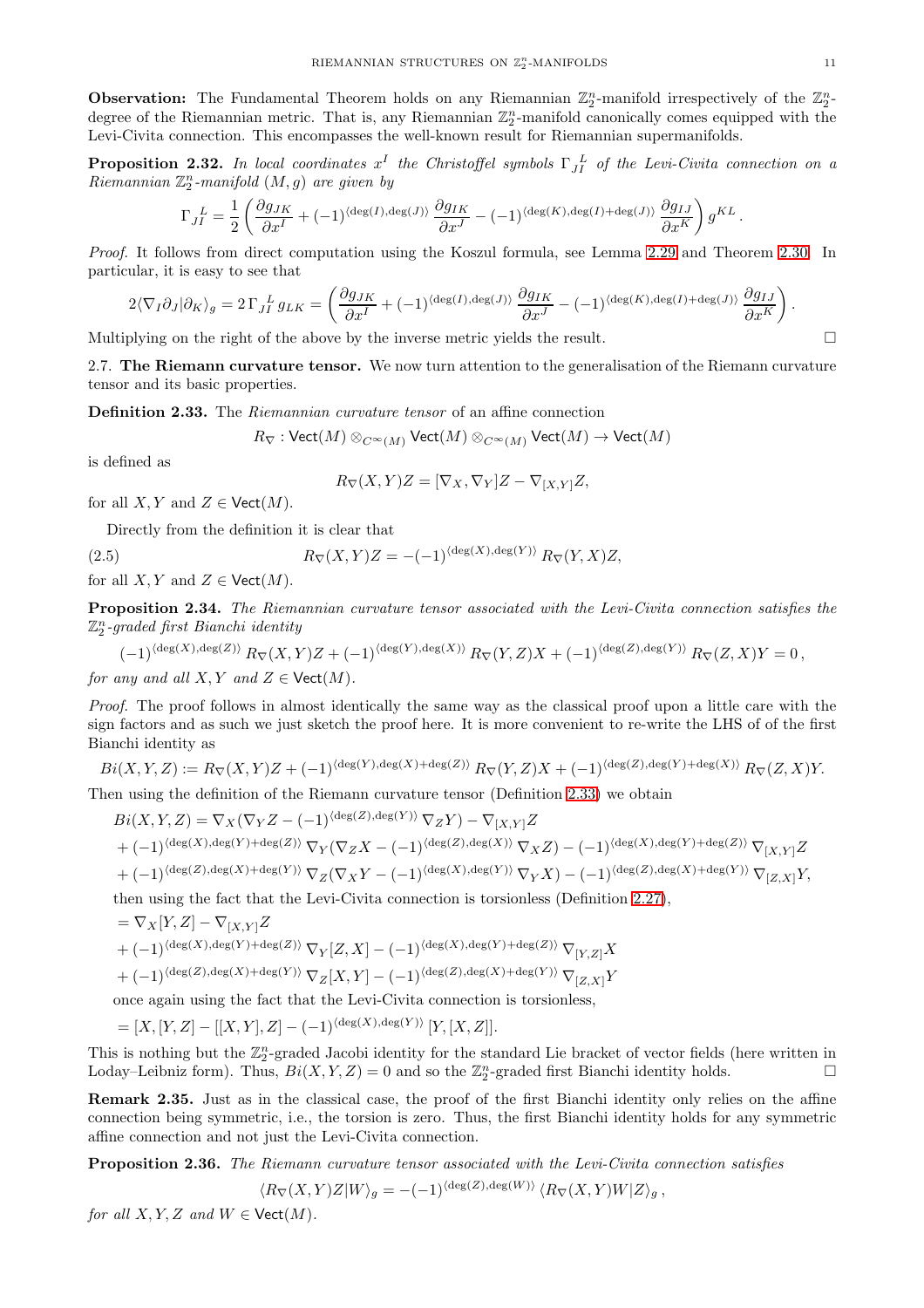**Observation:** The Fundamental Theorem holds on any Riemannian $\mathbb{Z}_2^n$-manifold irrespectively of the $\mathbb{Z}_2^n$-degree of the Riemannian metric. That is, any Riemannian $\mathbb{Z}_2^n$-manifold canonically comes equipped with the Levi-Civita connection. This encompasses the well-known result for Riemannian supermanifolds.

**Proposition 2.32.** *In local coordinates $x^I$ the Christoffel symbols $\Gamma_{JI}^{\;\;L}$ of the Levi-Civita connection on a Riemannian $\mathbb{Z}_2^n$-manifold $(M, g)$ are given by*

$$\Gamma_{JI}^{\;\;L} = \frac{1}{2}\left(\frac{\partial g_{JK}}{\partial x^I} + (-1)^{\langle \deg(I), \deg(J)\rangle}\frac{\partial g_{IK}}{\partial x^J} - (-1)^{\langle \deg(K), \deg(I)+\deg(J)\rangle}\frac{\partial g_{IJ}}{\partial x^K}\right) g^{KL}.$$

*Proof.* It follows from direct computation using the Koszul formula, see Lemma 2.29 and Theorem 2.30. In particular, it is easy to see that

$$2\langle \nabla_I \partial_J | \partial_K\rangle_g = 2\,\Gamma_{JI}^{\;\;L}\, g_{LK} = \left(\frac{\partial g_{JK}}{\partial x^I} + (-1)^{\langle \deg(I), \deg(J)\rangle}\frac{\partial g_{IK}}{\partial x^J} - (-1)^{\langle \deg(K), \deg(I)+\deg(J)\rangle}\frac{\partial g_{IJ}}{\partial x^K}\right).$$

Multiplying on the right of the above by the inverse metric yields the result. $\square$

2.7. **The Riemann curvature tensor.** We now turn attention to the generalisation of the Riemann curvature tensor and its basic properties.

**Definition 2.33.** The *Riemannian curvature tensor* of an affine connection

$$R_\nabla : \mathsf{Vect}(M) \otimes_{C^\infty(M)} \mathsf{Vect}(M) \otimes_{C^\infty(M)} \mathsf{Vect}(M) \to \mathsf{Vect}(M)$$

is defined as

$$R_\nabla(X, Y)Z = [\nabla_X, \nabla_Y]Z - \nabla_{[X,Y]}Z,$$

for all $X, Y$ and $Z \in \mathsf{Vect}(M)$.

Directly from the definition it is clear that

$$R_\nabla(X, Y)Z = -(-1)^{\langle \deg(X), \deg(Y)\rangle}\, R_\nabla(Y, X)Z, \tag{2.5}$$

for all $X, Y$ and $Z \in \mathsf{Vect}(M)$.

**Proposition 2.34.** *The Riemannian curvature tensor associated with the Levi-Civita connection satisfies the $\mathbb{Z}_2^n$-graded first Bianchi identity*

$$(-1)^{\langle \deg(X), \deg(Z)\rangle}\, R_\nabla(X, Y)Z + (-1)^{\langle \deg(Y), \deg(X)\rangle}\, R_\nabla(Y, Z)X + (-1)^{\langle \deg(Z), \deg(Y)\rangle}\, R_\nabla(Z, X)Y = 0\,,$$

*for any and all $X, Y$ and $Z \in \mathsf{Vect}(M)$.*

*Proof.* The proof follows in almost identically the same way as the classical proof upon a little care with the sign factors and as such we just sketch the proof here. It is more convenient to re-write the LHS of of the first Bianchi identity as

$$Bi(X, Y, Z) := R_\nabla(X, Y)Z + (-1)^{\langle \deg(Y), \deg(X)+\deg(Z)\rangle}\, R_\nabla(Y, Z)X + (-1)^{\langle \deg(Z), \deg(Y)+\deg(X)\rangle}\, R_\nabla(Z, X)Y.$$

Then using the definition of the Riemann curvature tensor (Definition 2.33) we obtain

$$\begin{aligned}
Bi(X, Y, Z) &= \nabla_X(\nabla_Y Z - (-1)^{\langle \deg(Z), \deg(Y)\rangle}\, \nabla_Z Y) - \nabla_{[X,Y]}Z \\
&+ (-1)^{\langle \deg(X), \deg(Y)+\deg(Z)\rangle}\, \nabla_Y(\nabla_Z X - (-1)^{\langle \deg(Z), \deg(X)\rangle}\, \nabla_X Z) - (-1)^{\langle \deg(X), \deg(Y)+\deg(Z)\rangle}\, \nabla_{[X,Y]}Z \\
&+ (-1)^{\langle \deg(Z), \deg(X)+\deg(Y)\rangle}\, \nabla_Z(\nabla_X Y - (-1)^{\langle \deg(X), \deg(Y)\rangle}\, \nabla_Y X) - (-1)^{\langle \deg(Z), \deg(X)+\deg(Y)\rangle}\, \nabla_{[Z,X]}Y,
\end{aligned}$$

then using the fact that the Levi-Civita connection is torsionless (Definition 2.27),

$$\begin{aligned}
&= \nabla_X[Y, Z] - \nabla_{[X,Y]}Z \\
&+ (-1)^{\langle \deg(X), \deg(Y)+\deg(Z)\rangle}\, \nabla_Y[Z, X] - (-1)^{\langle \deg(X), \deg(Y)+\deg(Z)\rangle}\, \nabla_{[Y,Z]}X \\
&+ (-1)^{\langle \deg(Z), \deg(X)+\deg(Y)\rangle}\, \nabla_Z[X, Y] - (-1)^{\langle \deg(Z), \deg(X)+\deg(Y)\rangle}\, \nabla_{[Z,X]}Y
\end{aligned}$$

once again using the fact that the Levi-Civita connection is torsionless,

$$= [X, [Y, Z]] - [[X, Y], Z] - (-1)^{\langle \deg(X), \deg(Y)\rangle}\, [Y, [X, Z]].$$

This is nothing but the $\mathbb{Z}_2^n$-graded Jacobi identity for the standard Lie bracket of vector fields (here written in Loday–Leibniz form). Thus, $Bi(X, Y, Z) = 0$ and so the $\mathbb{Z}_2^n$-graded first Bianchi identity holds. $\square$

**Remark 2.35.** Just as in the classical case, the proof of the first Bianchi identity only relies on the affine connection being symmetric, i.e., the torsion is zero. Thus, the first Bianchi identity holds for any symmetric affine connection and not just the Levi-Civita connection.

**Proposition 2.36.** *The Riemann curvature tensor associated with the Levi-Civita connection satisfies*

$$\langle R_\nabla(X, Y)Z | W\rangle_g = -(-1)^{\langle \deg(Z), \deg(W)\rangle}\, \langle R_\nabla(X, Y)W | Z\rangle_g\,,$$

*for all $X, Y, Z$ and $W \in \mathsf{Vect}(M)$.*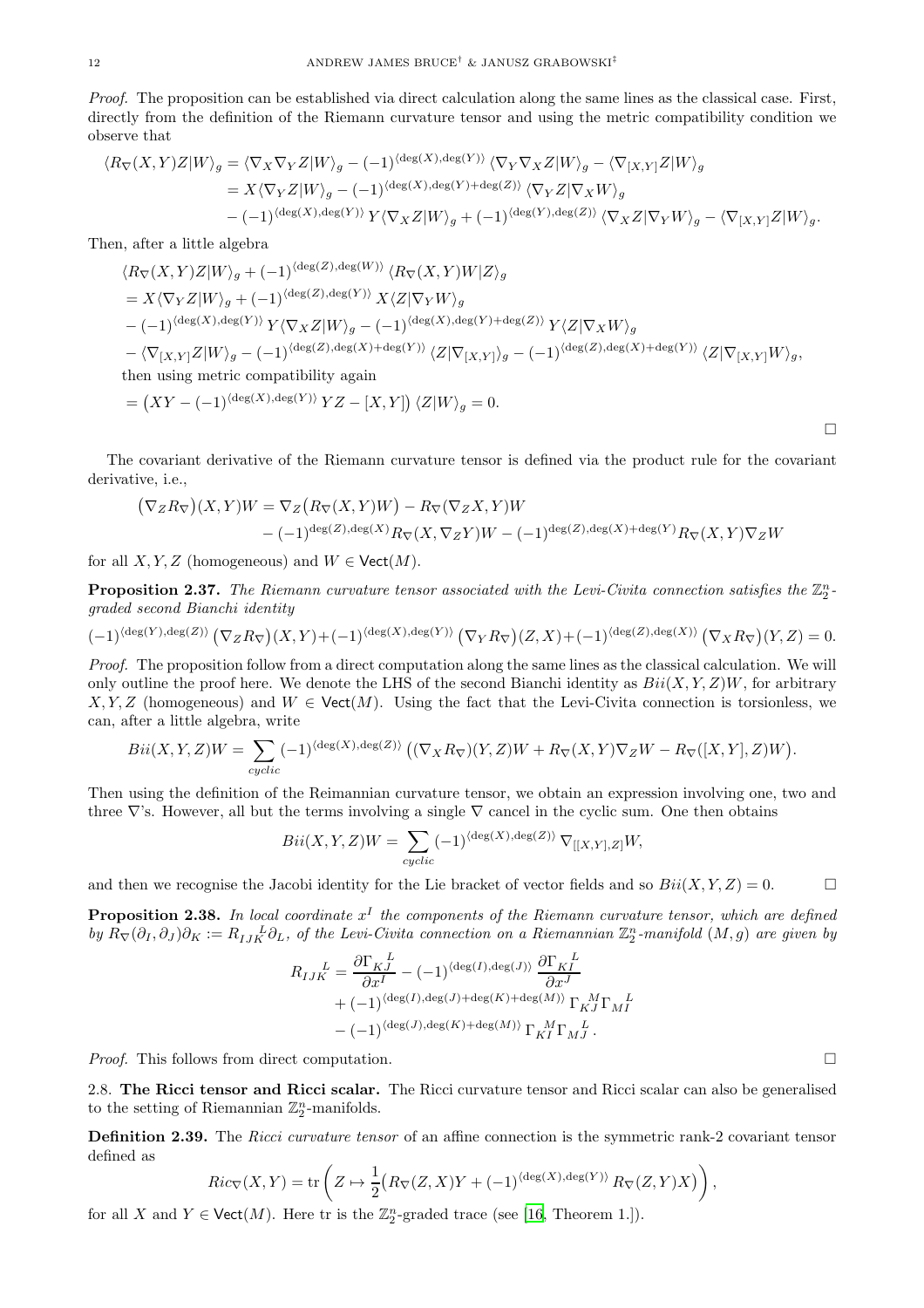*Proof.* The proposition can be established via direct calculation along the same lines as the classical case. First, directly from the definition of the Riemann curvature tensor and using the metric compatibility condition we observe that

$$\begin{aligned}
\langle R_\nabla(X,Y)Z|W\rangle_g &= \langle \nabla_X\nabla_Y Z|W\rangle_g - (-1)^{\langle \deg(X),\deg(Y)\rangle}\langle \nabla_Y\nabla_X Z|W\rangle_g - \langle \nabla_{[X,Y]}Z|W\rangle_g \\
&= X\langle \nabla_Y Z|W\rangle_g - (-1)^{\langle \deg(X),\deg(Y)+\deg(Z)\rangle}\langle \nabla_Y Z|\nabla_X W\rangle_g \\
&\quad - (-1)^{\langle \deg(X),\deg(Y)\rangle} Y\langle \nabla_X Z|W\rangle_g + (-1)^{\langle \deg(Y),\deg(Z)\rangle}\langle \nabla_X Z|\nabla_Y W\rangle_g - \langle \nabla_{[X,Y]}Z|W\rangle_g.
\end{aligned}$$

Then, after a little algebra

$$\begin{aligned}
&\langle R_\nabla(X,Y)Z|W\rangle_g + (-1)^{\langle \deg(Z),\deg(W)\rangle}\langle R_\nabla(X,Y)W|Z\rangle_g \\
&= X\langle \nabla_Y Z|W\rangle_g + (-1)^{\langle \deg(Z),\deg(Y)\rangle} X\langle Z|\nabla_Y W\rangle_g \\
&- (-1)^{\langle \deg(X),\deg(Y)\rangle} Y\langle \nabla_X Z|W\rangle_g - (-1)^{\langle \deg(X),\deg(Y)+\deg(Z)\rangle} Y\langle Z|\nabla_X W\rangle_g \\
&- \langle \nabla_{[X,Y]}Z|W\rangle_g - (-1)^{\langle \deg(Z),\deg(X)+\deg(Y)\rangle}\langle Z|\nabla_{[X,Y]}\rangle_g - (-1)^{\langle \deg(Z),\deg(X)+\deg(Y)\rangle}\langle Z|\nabla_{[X,Y]}W\rangle_g,
\end{aligned}$$

then using metric compatibility again

$$= \big(XY - (-1)^{\langle \deg(X),\deg(Y)\rangle} YZ - [X,Y]\big)\langle Z|W\rangle_g = 0.$$

□

The covariant derivative of the Riemann curvature tensor is defined via the product rule for the covariant derivative, i.e.,

$$\begin{aligned}
\big(\nabla_Z R_\nabla\big)(X,Y)W &= \nabla_Z\big(R_\nabla(X,Y)W\big) - R_\nabla(\nabla_Z X,Y)W \\
&\quad - (-1)^{\deg(Z),\deg(X)} R_\nabla(X,\nabla_Z Y)W - (-1)^{\deg(Z),\deg(X)+\deg(Y)} R_\nabla(X,Y)\nabla_Z W
\end{aligned}$$

for all $X, Y, Z$ (homogeneous) and $W \in \mathsf{Vect}(M)$.

**Proposition 2.37.** *The Riemann curvature tensor associated with the Levi-Civita connection satisfies the $\mathbb{Z}_2^n$-graded second Bianchi identity*

$$(-1)^{\langle \deg(Y),\deg(Z)\rangle}\big(\nabla_Z R_\nabla\big)(X,Y) + (-1)^{\langle \deg(X),\deg(Y)\rangle}\big(\nabla_Y R_\nabla\big)(Z,X) + (-1)^{\langle \deg(Z),\deg(X)\rangle}\big(\nabla_X R_\nabla\big)(Y,Z) = 0.$$

*Proof.* The proposition follow from a direct computation along the same lines as the classical calculation. We will only outline the proof here. We denote the LHS of the second Bianchi identity as $Bii(X,Y,Z)W$, for arbitrary $X, Y, Z$ (homogeneous) and $W \in \mathsf{Vect}(M)$. Using the fact that the Levi-Civita connection is torsionless, we can, after a little algebra, write

$$Bii(X,Y,Z)W = \sum_{cyclic}(-1)^{\langle \deg(X),\deg(Z)\rangle}\big((\nabla_X R_\nabla)(Y,Z)W + R_\nabla(X,Y)\nabla_Z W - R_\nabla([X,Y],Z)W\big).$$

Then using the definition of the Reimannian curvature tensor, we obtain an expression involving one, two and three $\nabla$'s. However, all but the terms involving a single $\nabla$ cancel in the cyclic sum. One then obtains

$$Bii(X,Y,Z)W = \sum_{cyclic}(-1)^{\langle \deg(X),\deg(Z)\rangle}\nabla_{[[X,Y],Z]}W,$$

and then we recognise the Jacobi identity for the Lie bracket of vector fields and so $Bii(X,Y,Z) = 0$. □

**Proposition 2.38.** *In local coordinate $x^I$ the components of the Riemann curvature tensor, which are defined by $R_\nabla(\partial_I,\partial_J)\partial_K := R_{IJK}{}^L\partial_L$, of the Levi-Civita connection on a Riemannian $\mathbb{Z}_2^n$-manifold $(M,g)$ are given by*

$$\begin{aligned}
R_{IJK}{}^L &= \frac{\partial \Gamma_{KJ}{}^L}{\partial x^I} - (-1)^{\langle \deg(I),\deg(J)\rangle}\frac{\partial \Gamma_{KI}{}^L}{\partial x^J} \\
&\quad + (-1)^{\langle \deg(I),\deg(J)+\deg(K)+\deg(M)\rangle}\Gamma_{KJ}{}^M\Gamma_{MI}{}^L \\
&\quad - (-1)^{\langle \deg(J),\deg(K)+\deg(M)\rangle}\Gamma_{KI}{}^M\Gamma_{MJ}{}^L.
\end{aligned}$$

*Proof.* This follows from direct computation. □

### 2.8. The Ricci tensor and Ricci scalar.

The Ricci curvature tensor and Ricci scalar can also be generalised to the setting of Riemannian $\mathbb{Z}_2^n$-manifolds.

**Definition 2.39.** The *Ricci curvature tensor* of an affine connection is the symmetric rank-2 covariant tensor defined as

$$Ric_\nabla(X,Y) = \mathrm{tr}\left(Z \mapsto \frac{1}{2}\big(R_\nabla(Z,X)Y + (-1)^{\langle \deg(X),\deg(Y)\rangle} R_\nabla(Z,Y)X\big)\right),$$

for all $X$ and $Y \in \mathsf{Vect}(M)$. Here tr is the $\mathbb{Z}_2^n$-graded trace (see [16, Theorem 1.]).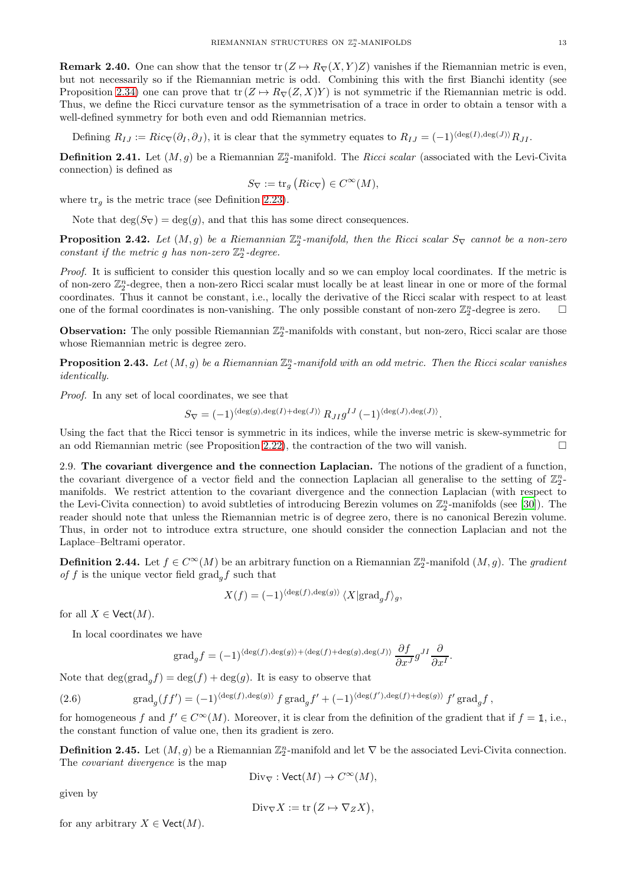**Remark 2.40.** One can show that the tensor $\mathrm{tr}\,(Z \mapsto R_\nabla(X,Y)Z)$ vanishes if the Riemannian metric is even, but not necessarily so if the Riemannian metric is odd. Combining this with the first Bianchi identity (see Proposition 2.34) one can prove that $\mathrm{tr}\,(Z \mapsto R_\nabla(Z,X)Y)$ is not symmetric if the Riemannian metric is odd. Thus, we define the Ricci curvature tensor as the symmetrisation of a trace in order to obtain a tensor with a well-defined symmetry for both even and odd Riemannian metrics.

Defining $R_{IJ} := Ric_\nabla(\partial_I, \partial_J)$, it is clear that the symmetry equates to $R_{IJ} = (-1)^{\langle \deg(I), \deg(J)\rangle} R_{JI}$.

**Definition 2.41.** Let $(M,g)$ be a Riemannian $\mathbb{Z}_2^n$-manifold. The *Ricci scalar* (associated with the Levi-Civita connection) is defined as

$$S_\nabla := \mathrm{tr}_g\left(Ric_\nabla\right) \in C^\infty(M),$$

where $\mathrm{tr}_g$ is the metric trace (see Definition 2.23).

Note that $\deg(S_\nabla) = \deg(g)$, and that this has some direct consequences.

**Proposition 2.42.** *Let $(M,g)$ be a Riemannian $\mathbb{Z}_2^n$-manifold, then the Ricci scalar $S_\nabla$ cannot be a non-zero constant if the metric $g$ has non-zero $\mathbb{Z}_2^n$-degree.*

*Proof.* It is sufficient to consider this question locally and so we can employ local coordinates. If the metric is of non-zero $\mathbb{Z}_2^n$-degree, then a non-zero Ricci scalar must locally be at least linear in one or more of the formal coordinates. Thus it cannot be constant, i.e., locally the derivative of the Ricci scalar with respect to at least one of the formal coordinates is non-vanishing. The only possible constant of non-zero $\mathbb{Z}_2^n$-degree is zero. □

**Observation:** The only possible Riemannian $\mathbb{Z}_2^n$-manifolds with constant, but non-zero, Ricci scalar are those whose Riemannian metric is degree zero.

**Proposition 2.43.** *Let $(M,g)$ be a Riemannian $\mathbb{Z}_2^n$-manifold with an odd metric. Then the Ricci scalar vanishes identically.*

*Proof.* In any set of local coordinates, we see that

$$S_\nabla = (-1)^{\langle \deg(g), \deg(I)+\deg(J)\rangle} R_{JI} g^{IJ} (-1)^{\langle \deg(J), \deg(J)\rangle}.$$

Using the fact that the Ricci tensor is symmetric in its indices, while the inverse metric is skew-symmetric for an odd Riemannian metric (see Proposition 2.22), the contraction of the two will vanish. □

2.9. **The covariant divergence and the connection Laplacian.** The notions of the gradient of a function, the covariant divergence of a vector field and the connection Laplacian all generalise to the setting of $\mathbb{Z}_2^n$-manifolds. We restrict attention to the covariant divergence and the connection Laplacian (with respect to the Levi-Civita connection) to avoid subtleties of introducing Berezin volumes on $\mathbb{Z}_2^n$-manifolds (see [30]). The reader should note that unless the Riemannian metric is of degree zero, there is no canonical Berezin volume. Thus, in order not to introduce extra structure, one should consider the connection Laplacian and not the Laplace–Beltrami operator.

**Definition 2.44.** Let $f \in C^\infty(M)$ be an arbitrary function on a Riemannian $\mathbb{Z}_2^n$-manifold $(M,g)$. The *gradient of $f$* is the unique vector field $\mathrm{grad}_g f$ such that

$$X(f) = (-1)^{\langle \deg(f), \deg(g)\rangle} \langle X | \mathrm{grad}_g f\rangle_g,$$

for all $X \in \mathsf{Vect}(M)$.

In local coordinates we have

$$\mathrm{grad}_g f = (-1)^{\langle \deg(f), \deg(g)\rangle + \langle \deg(f)+\deg(g), \deg(J)\rangle} \frac{\partial f}{\partial x^J} g^{JI} \frac{\partial}{\partial x^I}.$$

Note that $\deg(\mathrm{grad}_g f) = \deg(f) + \deg(g)$. It is easy to observe that

$$\mathrm{grad}_g(ff') = (-1)^{\langle \deg(f), \deg(g)\rangle} f\, \mathrm{grad}_g f' + (-1)^{\langle \deg(f'), \deg(f)+\deg(g)\rangle} f'\, \mathrm{grad}_g f\,, \tag{2.6}$$

for homogeneous $f$ and $f' \in C^\infty(M)$. Moreover, it is clear from the definition of the gradient that if $f = \mathbb{1}$, i.e., the constant function of value one, then its gradient is zero.

**Definition 2.45.** Let $(M,g)$ be a Riemannian $\mathbb{Z}_2^n$-manifold and let $\nabla$ be the associated Levi-Civita connection. The *covariant divergence* is the map

$$\mathrm{Div}_\nabla : \mathsf{Vect}(M) \to C^\infty(M),$$

given by

$$\mathrm{Div}_\nabla X := \mathrm{tr}\left(Z \mapsto \nabla_Z X\right),$$

for any arbitrary $X \in \mathsf{Vect}(M)$.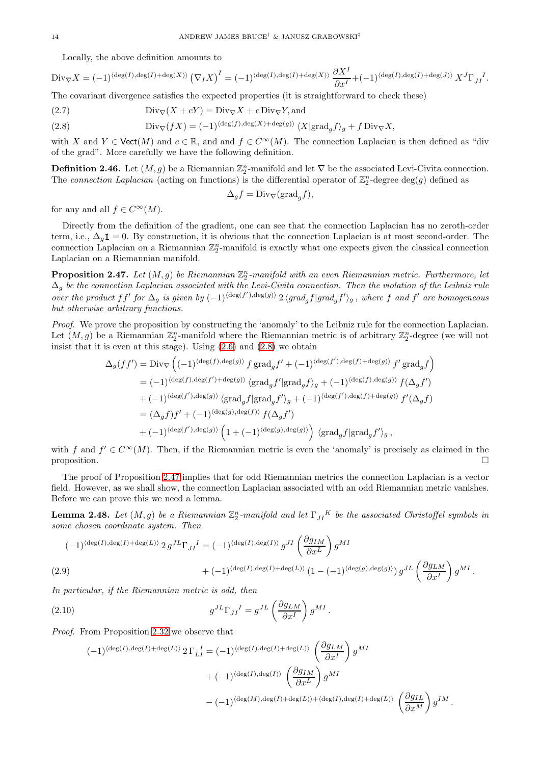Locally, the above definition amounts to

$$\mathrm{Div}_{\nabla} X = (-1)^{\langle \deg(I), \deg(I)+\deg(X)\rangle} \left(\nabla_I X\right)^I = (-1)^{\langle \deg(I), \deg(I)+\deg(X)\rangle} \frac{\partial X^I}{\partial x^I} + (-1)^{\langle \deg(I), \deg(I)+\deg(J)\rangle} X^J \Gamma_{JI}{}^I.$$

The covariant divergence satisfies the expected properties (it is straightforward to check these)

$$\mathrm{Div}_{\nabla}(X + cY) = \mathrm{Div}_{\nabla} X + c\, \mathrm{Div}_{\nabla} Y, \text{and} \tag{2.7}$$

$$\mathrm{Div}_{\nabla}(fX) = (-1)^{\langle \deg(f), \deg(X)+\deg(g)\rangle} \langle X | \mathrm{grad}_g f\rangle_g + f\, \mathrm{Div}_{\nabla} X, \tag{2.8}$$

with $X$ and $Y \in \mathsf{Vect}(M)$ and $c \in \mathbb{R}$, and and $f \in C^\infty(M)$. The connection Laplacian is then defined as "div of the grad". More carefully we have the following definition.

**Definition 2.46.** Let $(M, g)$ be a Riemannian $\mathbb{Z}_2^n$-manifold and let $\nabla$ be the associated Levi-Civita connection. The *connection Laplacian* (acting on functions) is the differential operator of $\mathbb{Z}_2^n$-degree $\deg(g)$ defined as

$$\Delta_g f = \mathrm{Div}_{\nabla}(\mathrm{grad}_g f),$$

for any and all $f \in C^\infty(M)$.

Directly from the definition of the gradient, one can see that the connection Laplacian has no zeroth-order term, i.e., $\Delta_g \mathbb{1} = 0$. By construction, it is obvious that the connection Laplacian is at most second-order. The connection Laplacian on a Riemannian $\mathbb{Z}_2^n$-manifold is exactly what one expects given the classical connection Laplacian on a Riemannian manifold.

**Proposition 2.47.** *Let $(M, g)$ be Riemannian $\mathbb{Z}_2^n$-manifold with an even Riemannian metric. Furthermore, let $\Delta_g$ be the connection Laplacian associated with the Levi-Civita connection. Then the violation of the Leibniz rule over the product $ff'$ for $\Delta_g$ is given by $(-1)^{\langle \deg(f'), \deg(g)\rangle}\, 2\, \langle grad_g f | grad_g f'\rangle_g$, where $f$ and $f'$ are homogeneous but otherwise arbitrary functions.*

*Proof.* We prove the proposition by constructing the 'anomaly' to the Leibniz rule for the connection Laplacian. Let $(M, g)$ be a Riemannian $\mathbb{Z}_2^n$-manifold where the Riemannian metric is of arbitrary $\mathbb{Z}_2^n$-degree (we will not insist that it is even at this stage). Using (2.6) and (2.8) we obtain

$$\begin{aligned}
\Delta_g(ff') &= \mathrm{Div}_{\nabla}\left( (-1)^{\langle \deg(f), \deg(g)\rangle} f\, \mathrm{grad}_g f' + (-1)^{\langle \deg(f'), \deg(f)+\deg(g)\rangle} f'\, \mathrm{grad}_g f\right)\\
&= (-1)^{\langle \deg(f), \deg(f')+\deg(g)\rangle} \langle \mathrm{grad}_g f' | \mathrm{grad}_g f\rangle_g + (-1)^{\langle \deg(f), \deg(g)\rangle} f(\Delta_g f')\\
&+ (-1)^{\langle \deg(f'), \deg(g)\rangle} \langle \mathrm{grad}_g f | \mathrm{grad}_g f'\rangle_g + (-1)^{\langle \deg(f'), \deg(f)+\deg(g)\rangle} f'(\Delta_g f)\\
&= (\Delta_g f) f' + (-1)^{\langle \deg(g), \deg(f)\rangle} f(\Delta_g f')\\
&+ (-1)^{\langle \deg(f'), \deg(g)\rangle} \left(1 + (-1)^{\langle \deg(g), \deg(g)\rangle}\right) \langle \mathrm{grad}_g f | \mathrm{grad}_g f'\rangle_g,
\end{aligned}$$

with $f$ and $f' \in C^\infty(M)$. Then, if the Riemannian metric is even the 'anomaly' is precisely as claimed in the proposition. $\square$

The proof of Proposition 2.47 implies that for odd Riemannian metrics the connection Laplacian is a vector field. However, as we shall show, the connection Laplacian associated with an odd Riemannian metric vanishes. Before we can prove this we need a lemma.

**Lemma 2.48.** *Let $(M, g)$ be a Riemannian $\mathbb{Z}_2^n$-manifold and let $\Gamma_{JI}{}^K$ be the associated Christoffel symbols in some chosen coordinate system. Then*

$$\begin{aligned}
(-1)^{\langle \deg(I), \deg(I)+\deg(L)\rangle}\, 2\, g^{JL} \Gamma_{JI}{}^I &= (-1)^{\langle \deg(I), \deg(I)\rangle} g^{JI} \left(\frac{\partial g_{IM}}{\partial x^L}\right) g^{MI}\\
&+ (-1)^{\langle \deg(I), \deg(I)+\deg(L)\rangle} (1 - (-1)^{\langle \deg(g), \deg(g)\rangle})\, g^{JL} \left(\frac{\partial g_{LM}}{\partial x^I}\right) g^{MI}.
\end{aligned} \tag{2.9}$$

*In particular, if the Riemannian metric is odd, then*

$$g^{JL} \Gamma_{JI}{}^I = g^{JL} \left(\frac{\partial g_{LM}}{\partial x^I}\right) g^{MI}. \tag{2.10}$$

*Proof.* From Proposition 2.32 we observe that

$$\begin{aligned}
(-1)^{\langle \deg(I), \deg(I)+\deg(L)\rangle}\, 2\, \Gamma_{LI}^{\ \ I} &= (-1)^{\langle \deg(I), \deg(I)+\deg(L)\rangle} \left(\frac{\partial g_{LM}}{\partial x^I}\right) g^{MI}\\
&+ (-1)^{\langle \deg(I), \deg(I)\rangle} \left(\frac{\partial g_{IM}}{\partial x^L}\right) g^{MI}\\
&- (-1)^{\langle \deg(M), \deg(I)+\deg(L)\rangle + \langle \deg(I), \deg(I)+\deg(L)\rangle} \left(\frac{\partial g_{IL}}{\partial x^M}\right) g^{IM}.
\end{aligned}$$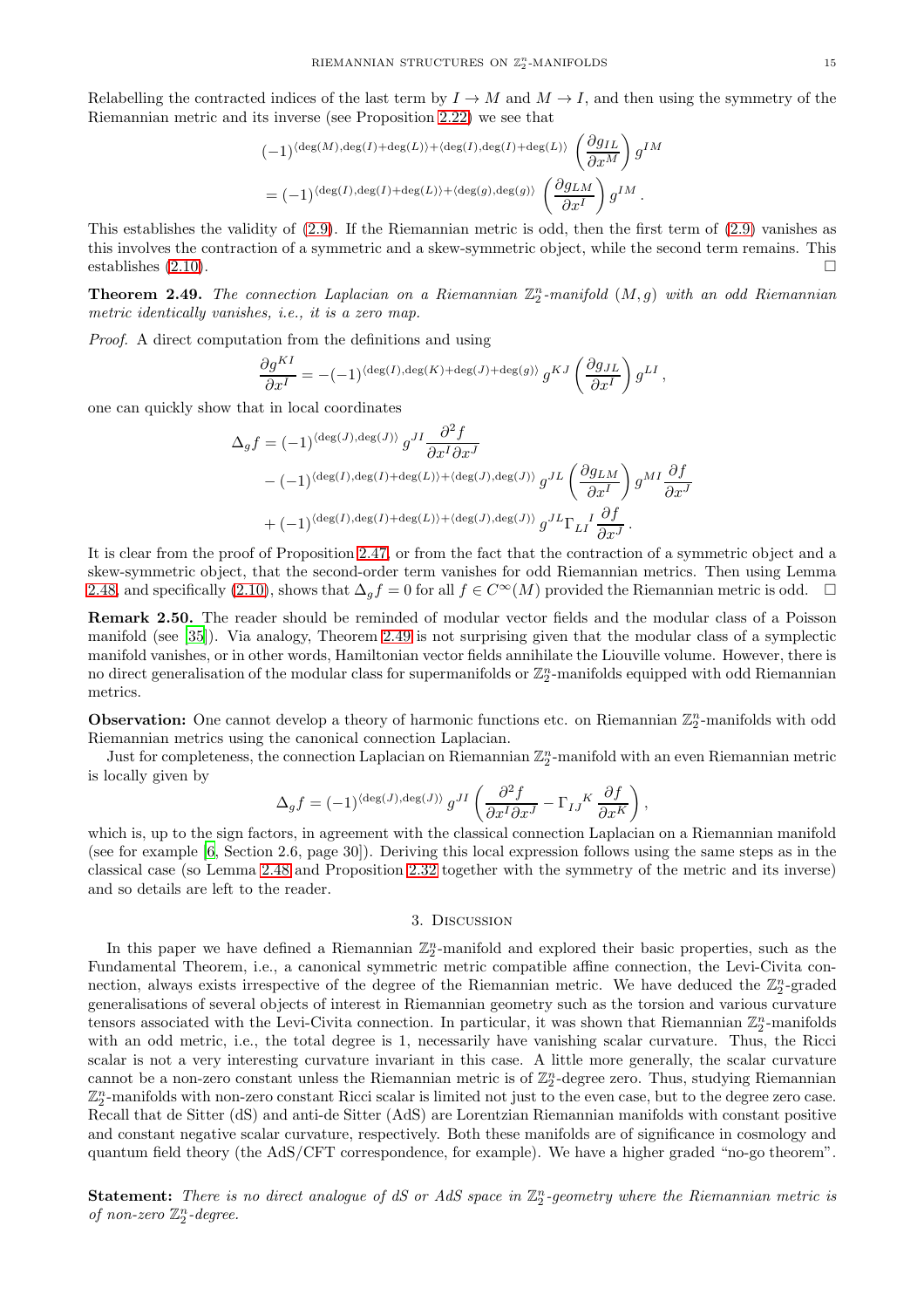Relabelling the contracted indices of the last term by $I \to M$ and $M \to I$, and then using the symmetry of the Riemannian metric and its inverse (see Proposition 2.22) we see that

$$(-1)^{\langle \deg(M), \deg(I)+\deg(L)\rangle + \langle \deg(I), \deg(I)+\deg(L)\rangle} \left(\frac{\partial g_{IL}}{\partial x^M}\right) g^{IM}$$
$$= (-1)^{\langle \deg(I), \deg(I)+\deg(L)\rangle + \langle \deg(g), \deg(g)\rangle} \left(\frac{\partial g_{LM}}{\partial x^I}\right) g^{IM}.$$

This establishes the validity of (2.9). If the Riemannian metric is odd, then the first term of (2.9) vanishes as this involves the contraction of a symmetric and a skew-symmetric object, while the second term remains. This establishes (2.10). □

**Theorem 2.49.** *The connection Laplacian on a Riemannian $\mathbb{Z}_2^n$-manifold $(M, g)$ with an odd Riemannian metric identically vanishes, i.e., it is a zero map.*

*Proof.* A direct computation from the definitions and using

$$\frac{\partial g^{KI}}{\partial x^I} = -(-1)^{\langle \deg(I), \deg(K)+\deg(J)+\deg(g)\rangle} g^{KJ} \left(\frac{\partial g_{JL}}{\partial x^I}\right) g^{LI},$$

one can quickly show that in local coordinates

$$\begin{aligned}
\Delta_g f &= (-1)^{\langle \deg(J), \deg(J)\rangle} g^{JI} \frac{\partial^2 f}{\partial x^I \partial x^J} \\
&\quad - (-1)^{\langle \deg(I), \deg(I)+\deg(L)\rangle + \langle \deg(J), \deg(J)\rangle} g^{JL} \left(\frac{\partial g_{LM}}{\partial x^I}\right) g^{MI} \frac{\partial f}{\partial x^J} \\
&\quad + (-1)^{\langle \deg(I), \deg(I)+\deg(L)\rangle + \langle \deg(J), \deg(J)\rangle} g^{JL} {\Gamma_{LI}}^I \frac{\partial f}{\partial x^J}.
\end{aligned}$$

It is clear from the proof of Proposition 2.47, or from the fact that the contraction of a symmetric object and a skew-symmetric object, that the second-order term vanishes for odd Riemannian metrics. Then using Lemma 2.48, and specifically (2.10), shows that $\Delta_g f = 0$ for all $f \in C^\infty(M)$ provided the Riemannian metric is odd. □

**Remark 2.50.** The reader should be reminded of modular vector fields and the modular class of a Poisson manifold (see [35]). Via analogy, Theorem 2.49 is not surprising given that the modular class of a symplectic manifold vanishes, or in other words, Hamiltonian vector fields annihilate the Liouville volume. However, there is no direct generalisation of the modular class for supermanifolds or $\mathbb{Z}_2^n$-manifolds equipped with odd Riemannian metrics.

**Observation:** One cannot develop a theory of harmonic functions etc. on Riemannian $\mathbb{Z}_2^n$-manifolds with odd Riemannian metrics using the canonical connection Laplacian.

Just for completeness, the connection Laplacian on Riemannian $\mathbb{Z}_2^n$-manifold with an even Riemannian metric is locally given by

$$\Delta_g f = (-1)^{\langle \deg(J), \deg(J)\rangle} g^{JI} \left(\frac{\partial^2 f}{\partial x^I \partial x^J} - {\Gamma_{IJ}}^K \frac{\partial f}{\partial x^K}\right),$$

which is, up to the sign factors, in agreement with the classical connection Laplacian on a Riemannian manifold (see for example [6, Section 2.6, page 30]). Deriving this local expression follows using the same steps as in the classical case (so Lemma 2.48 and Proposition 2.32 together with the symmetry of the metric and its inverse) and so details are left to the reader.

## 3. Discussion

In this paper we have defined a Riemannian $\mathbb{Z}_2^n$-manifold and explored their basic properties, such as the Fundamental Theorem, i.e., a canonical symmetric metric compatible affine connection, the Levi-Civita connection, always exists irrespective of the degree of the Riemannian metric. We have deduced the $\mathbb{Z}_2^n$-graded generalisations of several objects of interest in Riemannian geometry such as the torsion and various curvature tensors associated with the Levi-Civita connection. In particular, it was shown that Riemannian $\mathbb{Z}_2^n$-manifolds with an odd metric, i.e., the total degree is 1, necessarily have vanishing scalar curvature. Thus, the Ricci scalar is not a very interesting curvature invariant in this case. A little more generally, the scalar curvature cannot be a non-zero constant unless the Riemannian metric is of $\mathbb{Z}_2^n$-degree zero. Thus, studying Riemannian $\mathbb{Z}_2^n$-manifolds with non-zero constant Ricci scalar is limited not just to the even case, but to the degree zero case. Recall that de Sitter (dS) and anti-de Sitter (AdS) are Lorentzian Riemannian manifolds with constant positive and constant negative scalar curvature, respectively. Both these manifolds are of significance in cosmology and quantum field theory (the AdS/CFT correspondence, for example). We have a higher graded "no-go theorem".

**Statement:** *There is no direct analogue of dS or AdS space in $\mathbb{Z}_2^n$-geometry where the Riemannian metric is of non-zero $\mathbb{Z}_2^n$-degree.*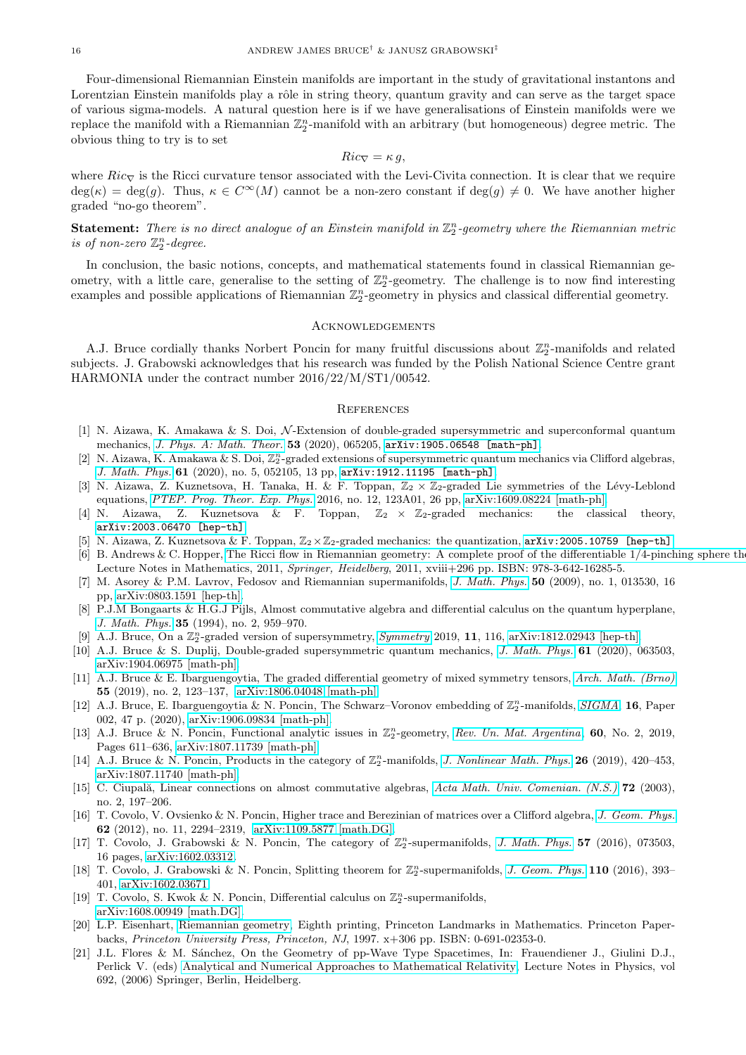Four-dimensional Riemannian Einstein manifolds are important in the study of gravitational instantons and Lorentzian Einstein manifolds play a rôle in string theory, quantum gravity and can serve as the target space of various sigma-models. A natural question here is if we have generalisations of Einstein manifolds were we replace the manifold with a Riemannian $\mathbb{Z}_2^n$-manifold with an arbitrary (but homogeneous) degree metric. The obvious thing to try is to set

$$Ric_{\nabla} = \kappa\, g,$$

where $Ric_{\nabla}$ is the Ricci curvature tensor associated with the Levi-Civita connection. It is clear that we require $\deg(\kappa) = \deg(g)$. Thus, $\kappa \in C^{\infty}(M)$ cannot be a non-zero constant if $\deg(g) \neq 0$. We have another higher graded "no-go theorem".

**Statement:** *There is no direct analogue of an Einstein manifold in $\mathbb{Z}_2^n$-geometry where the Riemannian metric is of non-zero $\mathbb{Z}_2^n$-degree.*

In conclusion, the basic notions, concepts, and mathematical statements found in classical Riemannian geometry, with a little care, generalise to the setting of $\mathbb{Z}_2^n$-geometry. The challenge is to now find interesting examples and possible applications of Riemannian $\mathbb{Z}_2^n$-geometry in physics and classical differential geometry.

## Acknowledgements

A.J. Bruce cordially thanks Norbert Poncin for many fruitful discussions about $\mathbb{Z}_2^n$-manifolds and related subjects. J. Grabowski acknowledges that his research was funded by the Polish National Science Centre grant HARMONIA under the contract number 2016/22/M/ST1/00542.

## References

[1] N. Aizawa, K. Amakawa & S. Doi, $\mathcal{N}$-Extension of double-graded supersymmetric and superconformal quantum mechanics, *J. Phys. A: Math. Theor.* **53** (2020), 065205, arXiv:1905.06548 [math-ph].

[2] N. Aizawa, K. Amakawa & S. Doi, $\mathbb{Z}_2^n$-graded extensions of supersymmetric quantum mechanics via Clifford algebras, *J. Math. Phys.* **61** (2020), no. 5, 052105, 13 pp, arXiv:1912.11195 [math-ph].

[3] N. Aizawa, Z. Kuznetsova, H. Tanaka, H. & F. Toppan, $\mathbb{Z}_2 \times \mathbb{Z}_2$-graded Lie symmetries of the Lévy-Leblond equations, *PTEP. Prog. Theor. Exp. Phys.* 2016, no. 12, 123A01, 26 pp, arXiv:1609.08224 [math-ph].

[4] N. Aizawa, Z. Kuznetsova & F. Toppan, $\mathbb{Z}_2 \times \mathbb{Z}_2$-graded mechanics: the classical theory, arXiv:2003.06470 [hep-th].

[5] N. Aizawa, Z. Kuznetsova & F. Toppan, $\mathbb{Z}_2 \times \mathbb{Z}_2$-graded mechanics: the quantization, arXiv:2005.10759 [hep-th].

[6] B. Andrews & C. Hopper, The Ricci flow in Riemannian geometry: A complete proof of the differentiable 1/4-pinching sphere theorem, Lecture Notes in Mathematics, 2011, *Springer, Heidelberg*, 2011, xviii+296 pp. ISBN: 978-3-642-16285-5.

[7] M. Asorey & P.M. Lavrov, Fedosov and Riemannian supermanifolds, *J. Math. Phys.* **50** (2009), no. 1, 013530, 16 pp, arXiv:0803.1591 [hep-th].

[8] P.J.M Bongaarts & H.G.J Pijls, Almost commutative algebra and differential calculus on the quantum hyperplane, *J. Math. Phys.* **35** (1994), no. 2, 959–970.

[9] A.J. Bruce, On a $\mathbb{Z}_2^n$-graded version of supersymmetry, *Symmetry* 2019, **11**, 116, arXiv:1812.02943 [hep-th].

[10] A.J. Bruce & S. Duplij, Double-graded supersymmetric quantum mechanics, *J. Math. Phys.* **61** (2020), 063503, arXiv:1904.06975 [math-ph].

[11] A.J. Bruce & E. Ibarguengoytia, The graded differential geometry of mixed symmetry tensors, *Arch. Math. (Brno)* **55** (2019), no. 2, 123–137, arXiv:1806.04048 [math-ph].

[12] A.J. Bruce, E. Ibarguengoytia & N. Poncin, The Schwarz–Voronov embedding of $\mathbb{Z}_2^n$-manifolds, *SIGMA* **16**, Paper 002, 47 p. (2020), arXiv:1906.09834 [math-ph].

[13] A.J. Bruce & N. Poncin, Functional analytic issues in $\mathbb{Z}_2^n$-geometry, *Rev. Un. Mat. Argentina*, **60**, No. 2, 2019, Pages 611–636, arXiv:1807.11739 [math-ph].

[14] A.J. Bruce & N. Poncin, Products in the category of $\mathbb{Z}_2^n$-manifolds, *J. Nonlinear Math. Phys.* **26** (2019), 420–453, arXiv:1807.11740 [math-ph].

[15] C. Ciupală, Linear connections on almost commutative algebras, *Acta Math. Univ. Comenian. (N.S.)* **72** (2003), no. 2, 197–206.

[16] T. Covolo, V. Ovsienko & N. Poncin, Higher trace and Berezinian of matrices over a Clifford algebra, *J. Geom. Phys.* **62** (2012), no. 11, 2294–2319, arXiv:1109.5877 [math.DG].

[17] T. Covolo, J. Grabowski & N. Poncin, The category of $\mathbb{Z}_2^n$-supermanifolds, *J. Math. Phys.* **57** (2016), 073503, 16 pages, arXiv:1602.03312.

[18] T. Covolo, J. Grabowski & N. Poncin, Splitting theorem for $\mathbb{Z}_2^n$-supermanifolds, *J. Geom. Phys.* **110** (2016), 393–401, arXiv:1602.03671.

[19] T. Covolo, S. Kwok & N. Poncin, Differential calculus on $\mathbb{Z}_2^n$-supermanifolds, arXiv:1608.00949 [math.DG].

[20] L.P. Eisenhart, Riemannian geometry, Eighth printing, Princeton Landmarks in Mathematics. Princeton Paperbacks, *Princeton University Press, Princeton, NJ*, 1997. x+306 pp. ISBN: 0-691-02353-0.

[21] J.L. Flores & M. Sánchez, On the Geometry of pp-Wave Type Spacetimes, In: Frauendiener J., Giulini D.J., Perlick V. (eds) Analytical and Numerical Approaches to Mathematical Relativity. Lecture Notes in Physics, vol 692, (2006) Springer, Berlin, Heidelberg.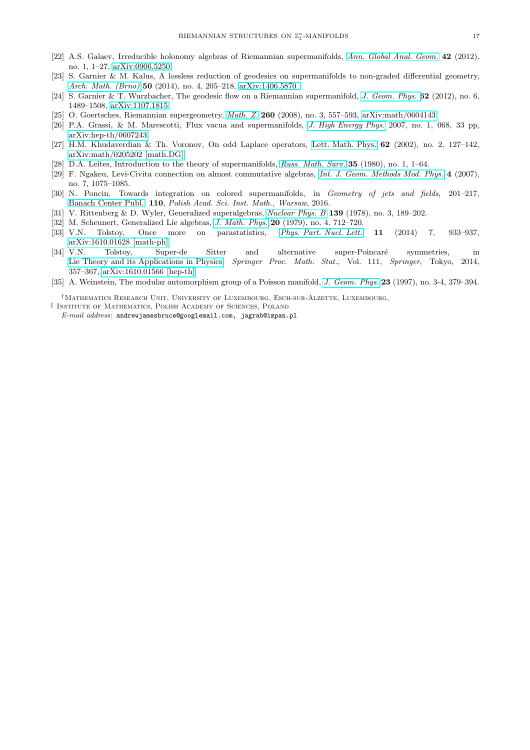[22] A.S. Galaev, Irreducible holonomy algebras of Riemannian supermanifolds, *Ann. Global Anal. Geom.* **42** (2012), no. 1, 1–27, arXiv:0906.5250

[23] S. Garnier & M. Kalus, A lossless reduction of geodesics on supermanifolds to non-graded differential geometry, *Arch. Math. (Brno)* **50** (2014), no. 4, 205–218, arXiv:1406.5870

[24] S. Garnier & T. Wurzbacher, The geodesic flow on a Riemannian supermanifold, *J. Geom. Phys.* **62** (2012), no. 6, 1489–1508, arXiv:1107.1815

[25] O. Goertsches, Riemannian supergeometry, *Math. Z.* **260** (2008), no. 3, 557–593, arXiv:math/0604143

[26] P.A. Grassi, & M. Marescotti, Flux vacua and supermanifolds, *J. High Energy Phys.* 2007, no. 1, 068, 33 pp, arXiv:hep-th/0607243

[27] H.M. Khudaverdian & Th. Voronov, On odd Laplace operators, Lett. Math. Phys. **62** (2002), no. 2, 127–142, arXiv:math/0205202 [math.DG]

[28] D.A. Leites, Introduction to the theory of supermanifolds, *Russ. Math. Surv.* **35** (1980), no. 1, 1–64.

[29] F. Ngakeu, Levi-Civita connection on almost commutative algebras, *Int. J. Geom. Methods Mod. Phys.* **4** (2007), no. 7, 1075–1085.

[30] N. Poncin, Towards integration on colored supermanifolds, in *Geometry of jets and fields*, 201–217, Banach Center Publ. **110**, *Polish Acad. Sci. Inst. Math., Warsaw*, 2016.

[31] V. Rittenberg & D. Wyler, Generalized superalgebras, *Nuclear Phys. B* **139** (1978), no. 3, 189–202.

[32] M. Scheunert, Generalized Lie algebras, *J. Math. Phys.* **20** (1979), no. 4, 712–720.

[33] V.N. Tolstoy, Once more on parastatistics, *Phys. Part. Nucl. Lett.* **11** (2014) 7, 933–937, arXiv:1610.01628 [math-ph]

[34] V.N. Tolstoy, Super-de Sitter and alternative super-Poincaré symmetries, in Lie Theory and its Applications in Physics, *Springer Proc. Math. Stat.*, Vol. 111, *Springer*, Tokyo, 2014, 357–367, arXiv:1610.01566 [hep-th]

[35] A. Weinstein, The modular automorphism group of a Poisson manifold, *J. Geom. Phys.* **23** (1997), no. 3-4, 379–394.

† Mathematics Research Unit, University of Luxembourg, Esch-sur-Alzette, Luxembourg,

‡ Institute of Mathematics, Polish Academy of Sciences, Poland

*E-mail address*: andrewjamesbruce@googlemail.com, jagrab@impan.pl